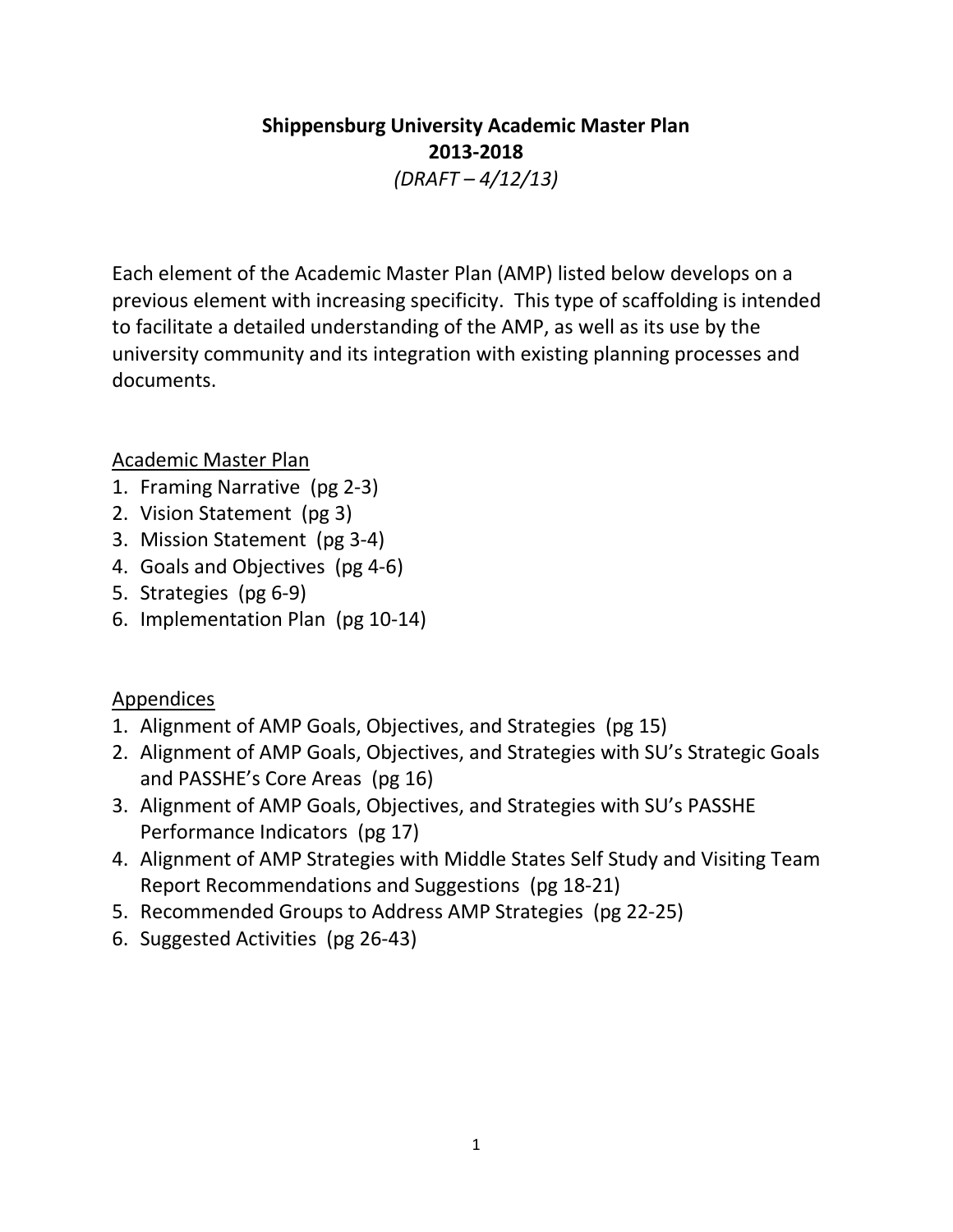# Shippensburg University Academic Master Plan
## 2013-2018
*(DRAFT – 4/12/13)*

Each element of the Academic Master Plan (AMP) listed below develops on a previous element with increasing specificity. This type of scaffolding is intended to facilitate a detailed understanding of the AMP, as well as its use by the university community and its integration with existing planning processes and documents.

<u>Academic Master Plan</u>

1. Framing Narrative (pg 2-3)
2. Vision Statement (pg 3)
3. Mission Statement (pg 3-4)
4. Goals and Objectives (pg 4-6)
5. Strategies (pg 6-9)
6. Implementation Plan (pg 10-14)

<u>Appendices</u>

1. Alignment of AMP Goals, Objectives, and Strategies (pg 15)
2. Alignment of AMP Goals, Objectives, and Strategies with SU's Strategic Goals and PASSHE's Core Areas (pg 16)
3. Alignment of AMP Goals, Objectives, and Strategies with SU's PASSHE Performance Indicators (pg 17)
4. Alignment of AMP Strategies with Middle States Self Study and Visiting Team Report Recommendations and Suggestions (pg 18-21)
5. Recommended Groups to Address AMP Strategies (pg 22-25)
6. Suggested Activities (pg 26-43)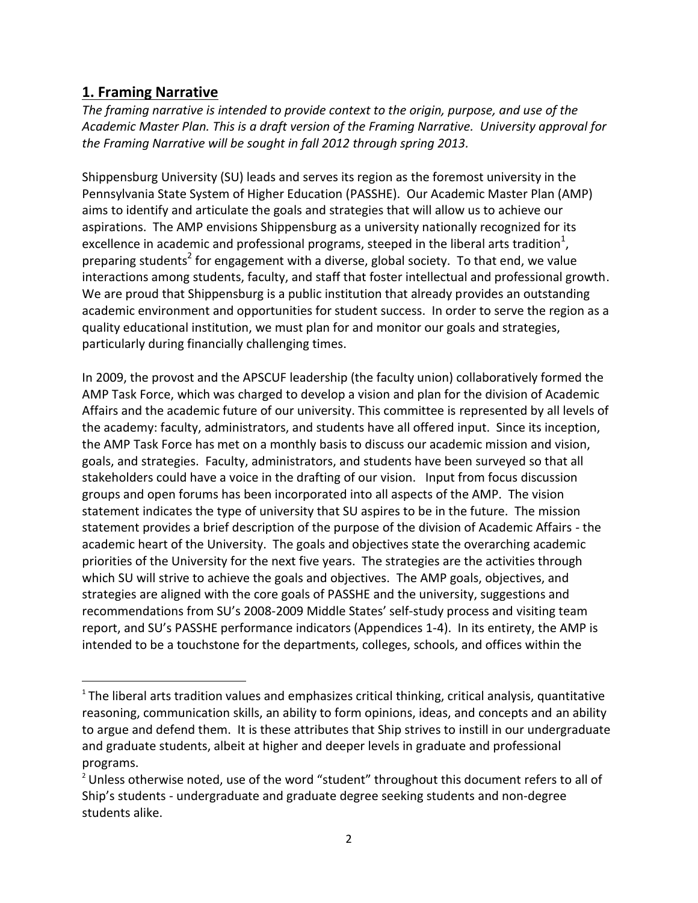## 1. Framing Narrative

*The framing narrative is intended to provide context to the origin, purpose, and use of the Academic Master Plan. This is a draft version of the Framing Narrative. University approval for the Framing Narrative will be sought in fall 2012 through spring 2013.*

Shippensburg University (SU) leads and serves its region as the foremost university in the Pennsylvania State System of Higher Education (PASSHE). Our Academic Master Plan (AMP) aims to identify and articulate the goals and strategies that will allow us to achieve our aspirations. The AMP envisions Shippensburg as a university nationally recognized for its excellence in academic and professional programs, steeped in the liberal arts tradition[1], preparing students[2] for engagement with a diverse, global society. To that end, we value interactions among students, faculty, and staff that foster intellectual and professional growth. We are proud that Shippensburg is a public institution that already provides an outstanding academic environment and opportunities for student success. In order to serve the region as a quality educational institution, we must plan for and monitor our goals and strategies, particularly during financially challenging times.

In 2009, the provost and the APSCUF leadership (the faculty union) collaboratively formed the AMP Task Force, which was charged to develop a vision and plan for the division of Academic Affairs and the academic future of our university. This committee is represented by all levels of the academy: faculty, administrators, and students have all offered input. Since its inception, the AMP Task Force has met on a monthly basis to discuss our academic mission and vision, goals, and strategies. Faculty, administrators, and students have been surveyed so that all stakeholders could have a voice in the drafting of our vision. Input from focus discussion groups and open forums has been incorporated into all aspects of the AMP. The vision statement indicates the type of university that SU aspires to be in the future. The mission statement provides a brief description of the purpose of the division of Academic Affairs - the academic heart of the University. The goals and objectives state the overarching academic priorities of the University for the next five years. The strategies are the activities through which SU will strive to achieve the goals and objectives. The AMP goals, objectives, and strategies are aligned with the core goals of PASSHE and the university, suggestions and recommendations from SU's 2008-2009 Middle States' self-study process and visiting team report, and SU's PASSHE performance indicators (Appendices 1-4). In its entirety, the AMP is intended to be a touchstone for the departments, colleges, schools, and offices within the

[1] The liberal arts tradition values and emphasizes critical thinking, critical analysis, quantitative reasoning, communication skills, an ability to form opinions, ideas, and concepts and an ability to argue and defend them. It is these attributes that Ship strives to instill in our undergraduate and graduate students, albeit at higher and deeper levels in graduate and professional programs.

[2] Unless otherwise noted, use of the word "student" throughout this document refers to all of Ship's students - undergraduate and graduate degree seeking students and non-degree students alike.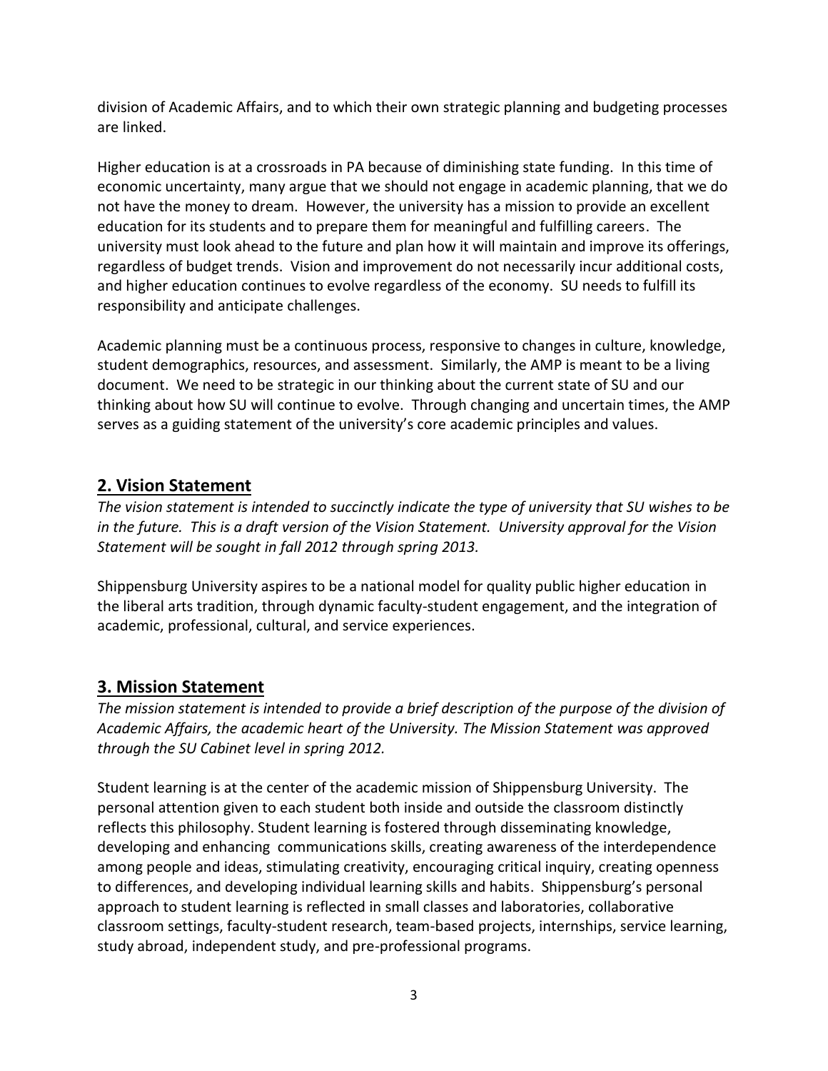division of Academic Affairs, and to which their own strategic planning and budgeting processes are linked.

Higher education is at a crossroads in PA because of diminishing state funding. In this time of economic uncertainty, many argue that we should not engage in academic planning, that we do not have the money to dream. However, the university has a mission to provide an excellent education for its students and to prepare them for meaningful and fulfilling careers. The university must look ahead to the future and plan how it will maintain and improve its offerings, regardless of budget trends. Vision and improvement do not necessarily incur additional costs, and higher education continues to evolve regardless of the economy. SU needs to fulfill its responsibility and anticipate challenges.

Academic planning must be a continuous process, responsive to changes in culture, knowledge, student demographics, resources, and assessment. Similarly, the AMP is meant to be a living document. We need to be strategic in our thinking about the current state of SU and our thinking about how SU will continue to evolve. Through changing and uncertain times, the AMP serves as a guiding statement of the university's core academic principles and values.

## 2. Vision Statement

*The vision statement is intended to succinctly indicate the type of university that SU wishes to be in the future. This is a draft version of the Vision Statement. University approval for the Vision Statement will be sought in fall 2012 through spring 2013.*

Shippensburg University aspires to be a national model for quality public higher education in the liberal arts tradition, through dynamic faculty-student engagement, and the integration of academic, professional, cultural, and service experiences.

## 3. Mission Statement

*The mission statement is intended to provide a brief description of the purpose of the division of Academic Affairs, the academic heart of the University. The Mission Statement was approved through the SU Cabinet level in spring 2012.*

Student learning is at the center of the academic mission of Shippensburg University. The personal attention given to each student both inside and outside the classroom distinctly reflects this philosophy. Student learning is fostered through disseminating knowledge, developing and enhancing communications skills, creating awareness of the interdependence among people and ideas, stimulating creativity, encouraging critical inquiry, creating openness to differences, and developing individual learning skills and habits. Shippensburg's personal approach to student learning is reflected in small classes and laboratories, collaborative classroom settings, faculty-student research, team-based projects, internships, service learning, study abroad, independent study, and pre-professional programs.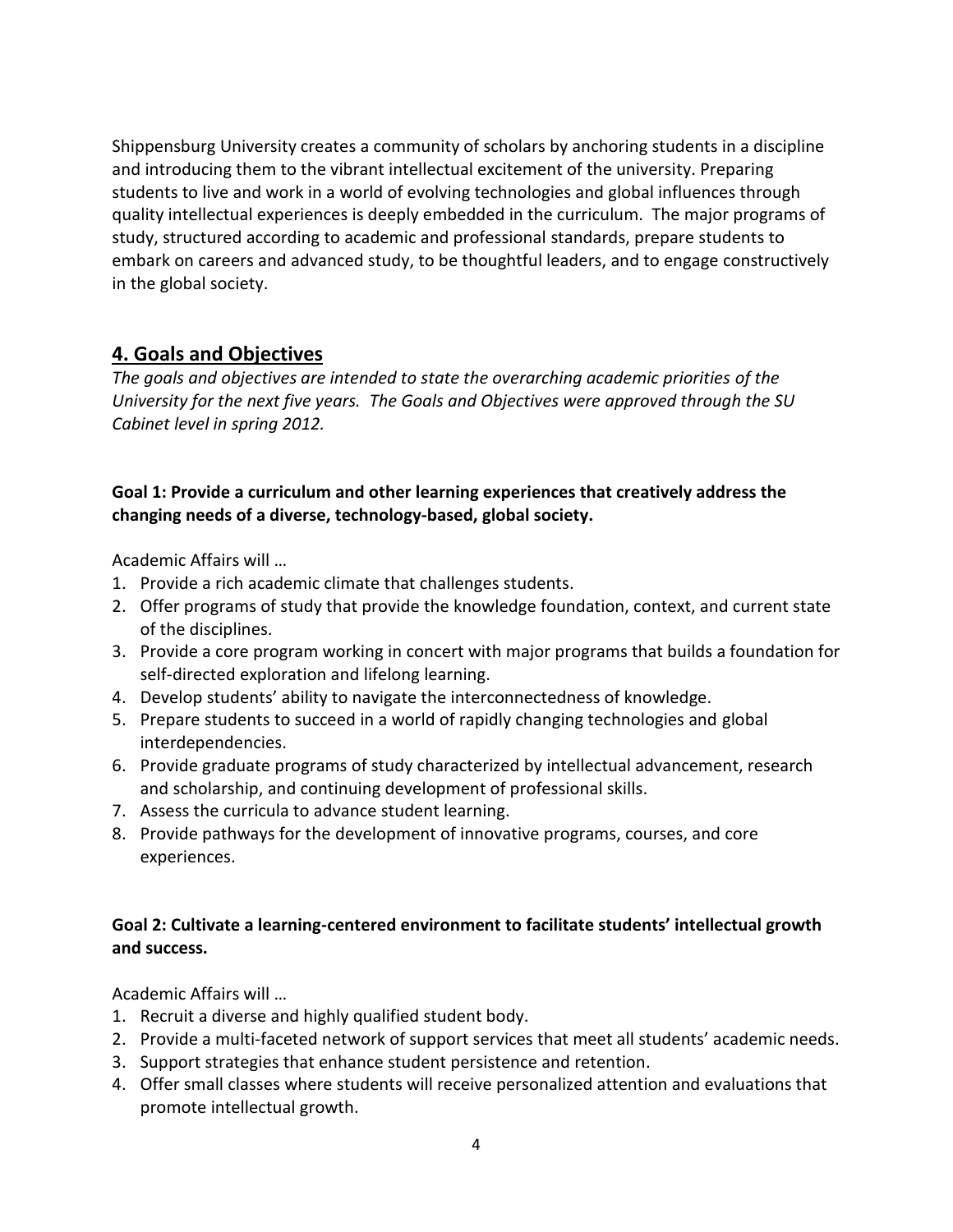Shippensburg University creates a community of scholars by anchoring students in a discipline and introducing them to the vibrant intellectual excitement of the university. Preparing students to live and work in a world of evolving technologies and global influences through quality intellectual experiences is deeply embedded in the curriculum. The major programs of study, structured according to academic and professional standards, prepare students to embark on careers and advanced study, to be thoughtful leaders, and to engage constructively in the global society.

## 4. Goals and Objectives

*The goals and objectives are intended to state the overarching academic priorities of the University for the next five years. The Goals and Objectives were approved through the SU Cabinet level in spring 2012.*

**Goal 1: Provide a curriculum and other learning experiences that creatively address the changing needs of a diverse, technology-based, global society.**

Academic Affairs will …

1. Provide a rich academic climate that challenges students.
2. Offer programs of study that provide the knowledge foundation, context, and current state of the disciplines.
3. Provide a core program working in concert with major programs that builds a foundation for self-directed exploration and lifelong learning.
4. Develop students' ability to navigate the interconnectedness of knowledge.
5. Prepare students to succeed in a world of rapidly changing technologies and global interdependencies.
6. Provide graduate programs of study characterized by intellectual advancement, research and scholarship, and continuing development of professional skills.
7. Assess the curricula to advance student learning.
8. Provide pathways for the development of innovative programs, courses, and core experiences.

**Goal 2: Cultivate a learning-centered environment to facilitate students' intellectual growth and success.**

Academic Affairs will …

1. Recruit a diverse and highly qualified student body.
2. Provide a multi-faceted network of support services that meet all students' academic needs.
3. Support strategies that enhance student persistence and retention.
4. Offer small classes where students will receive personalized attention and evaluations that promote intellectual growth.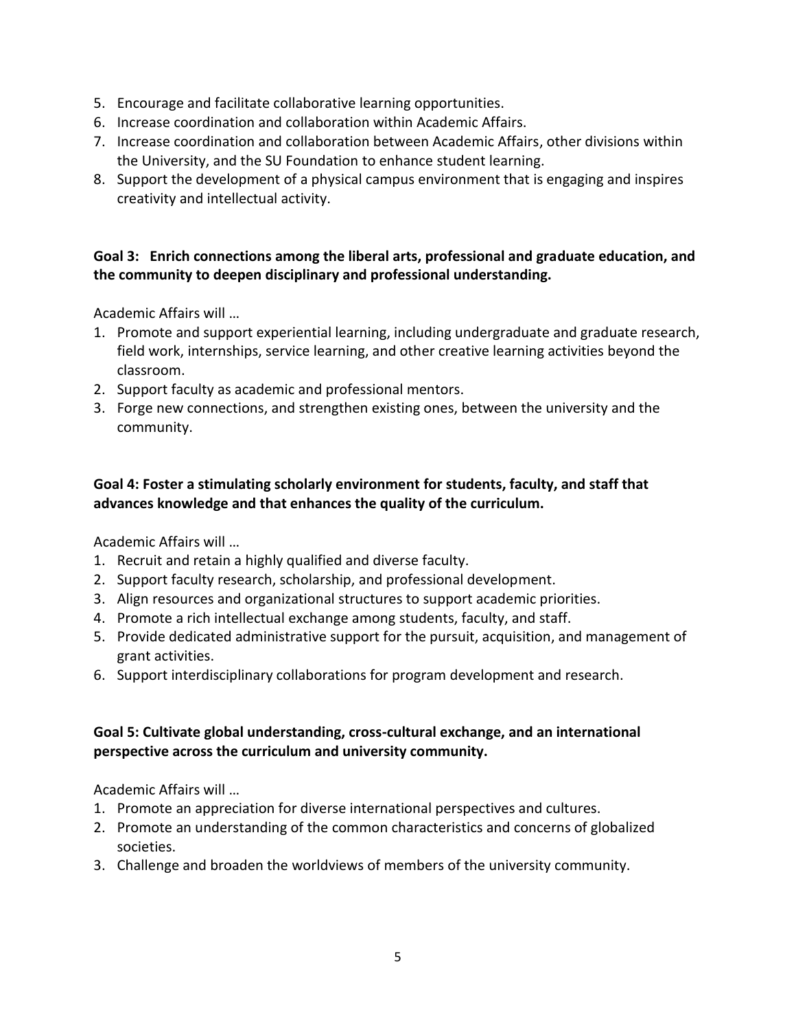5. Encourage and facilitate collaborative learning opportunities.
6. Increase coordination and collaboration within Academic Affairs.
7. Increase coordination and collaboration between Academic Affairs, other divisions within the University, and the SU Foundation to enhance student learning.
8. Support the development of a physical campus environment that is engaging and inspires creativity and intellectual activity.

**Goal 3: Enrich connections among the liberal arts, professional and graduate education, and the community to deepen disciplinary and professional understanding.**

Academic Affairs will …

1. Promote and support experiential learning, including undergraduate and graduate research, field work, internships, service learning, and other creative learning activities beyond the classroom.
2. Support faculty as academic and professional mentors.
3. Forge new connections, and strengthen existing ones, between the university and the community.

**Goal 4: Foster a stimulating scholarly environment for students, faculty, and staff that advances knowledge and that enhances the quality of the curriculum.**

Academic Affairs will …

1. Recruit and retain a highly qualified and diverse faculty.
2. Support faculty research, scholarship, and professional development.
3. Align resources and organizational structures to support academic priorities.
4. Promote a rich intellectual exchange among students, faculty, and staff.
5. Provide dedicated administrative support for the pursuit, acquisition, and management of grant activities.
6. Support interdisciplinary collaborations for program development and research.

**Goal 5: Cultivate global understanding, cross-cultural exchange, and an international perspective across the curriculum and university community.**

Academic Affairs will …

1. Promote an appreciation for diverse international perspectives and cultures.
2. Promote an understanding of the common characteristics and concerns of globalized societies.
3. Challenge and broaden the worldviews of members of the university community.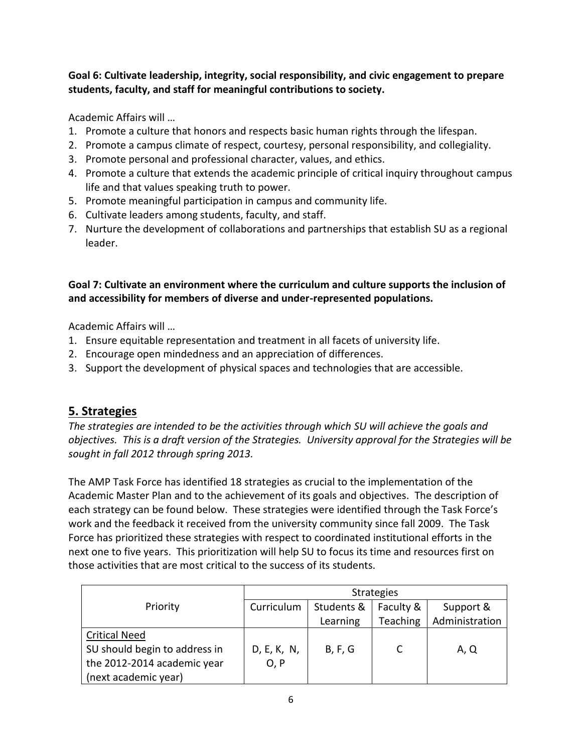**Goal 6: Cultivate leadership, integrity, social responsibility, and civic engagement to prepare students, faculty, and staff for meaningful contributions to society.**

Academic Affairs will …

1. Promote a culture that honors and respects basic human rights through the lifespan.
2. Promote a campus climate of respect, courtesy, personal responsibility, and collegiality.
3. Promote personal and professional character, values, and ethics.
4. Promote a culture that extends the academic principle of critical inquiry throughout campus life and that values speaking truth to power.
5. Promote meaningful participation in campus and community life.
6. Cultivate leaders among students, faculty, and staff.
7. Nurture the development of collaborations and partnerships that establish SU as a regional leader.

**Goal 7: Cultivate an environment where the curriculum and culture supports the inclusion of and accessibility for members of diverse and under-represented populations.**

Academic Affairs will …

1. Ensure equitable representation and treatment in all facets of university life.
2. Encourage open mindedness and an appreciation of differences.
3. Support the development of physical spaces and technologies that are accessible.

## 5. Strategies

*The strategies are intended to be the activities through which SU will achieve the goals and objectives. This is a draft version of the Strategies. University approval for the Strategies will be sought in fall 2012 through spring 2013.*

The AMP Task Force has identified 18 strategies as crucial to the implementation of the Academic Master Plan and to the achievement of its goals and objectives. The description of each strategy can be found below. These strategies were identified through the Task Force's work and the feedback it received from the university community since fall 2009. The Task Force has prioritized these strategies with respect to coordinated institutional efforts in the next one to five years. This prioritization will help SU to focus its time and resources first on those activities that are most critical to the success of its students.

| Priority | Strategies | | | |
|---|---|---|---|---|
| | Curriculum | Students & Learning | Faculty & Teaching | Support & Administration |
| Critical Need<br>SU should begin to address in the 2012-2014 academic year (next academic year) | D, E, K, N, O, P | B, F, G | C | A, Q |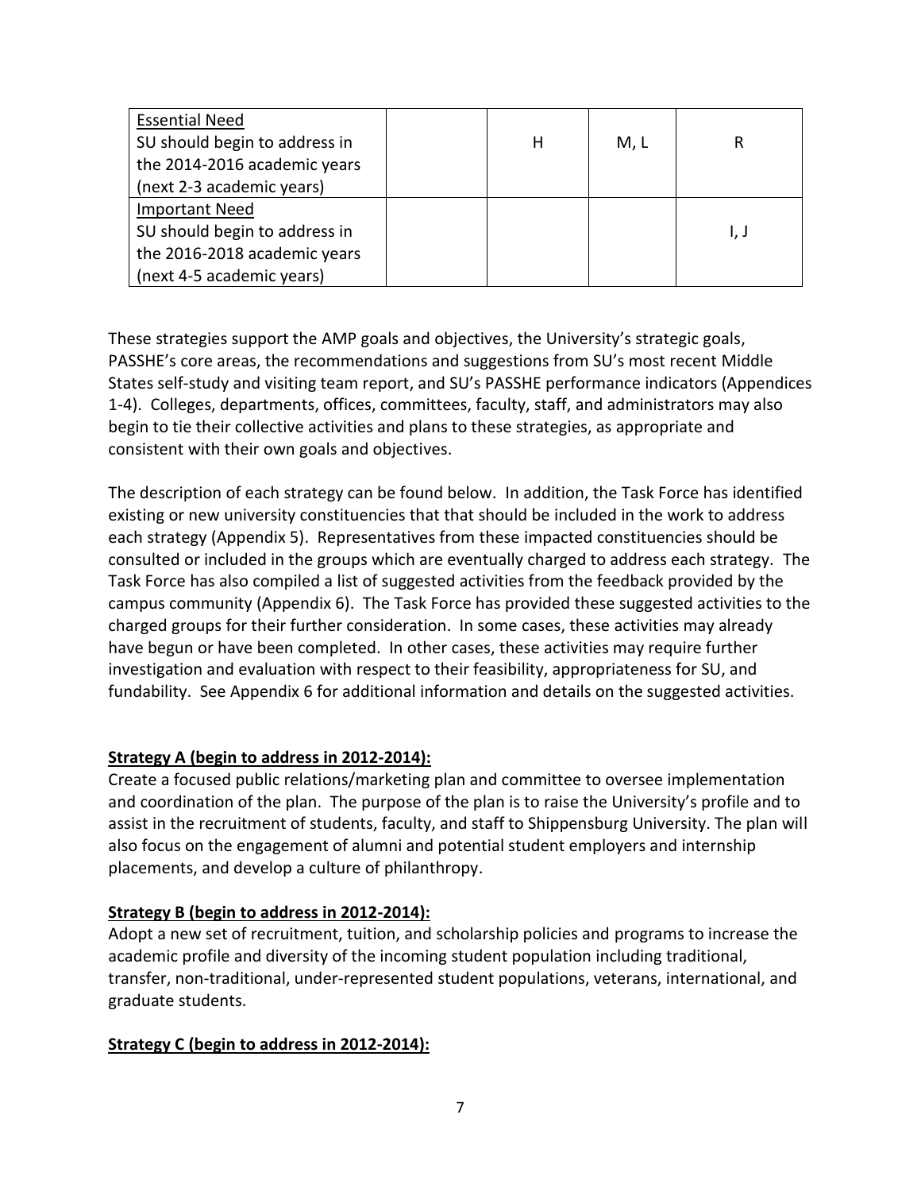| | | | | |
|---|---|---|---|---|
| Essential Need<br>SU should begin to address in the 2014-2016 academic years (next 2-3 academic years) | | H | M, L | R |
| Important Need<br>SU should begin to address in the 2016-2018 academic years (next 4-5 academic years) | | | | I, J |

These strategies support the AMP goals and objectives, the University's strategic goals, PASSHE's core areas, the recommendations and suggestions from SU's most recent Middle States self-study and visiting team report, and SU's PASSHE performance indicators (Appendices 1-4). Colleges, departments, offices, committees, faculty, staff, and administrators may also begin to tie their collective activities and plans to these strategies, as appropriate and consistent with their own goals and objectives.

The description of each strategy can be found below. In addition, the Task Force has identified existing or new university constituencies that that should be included in the work to address each strategy (Appendix 5). Representatives from these impacted constituencies should be consulted or included in the groups which are eventually charged to address each strategy. The Task Force has also compiled a list of suggested activities from the feedback provided by the campus community (Appendix 6). The Task Force has provided these suggested activities to the charged groups for their further consideration. In some cases, these activities may already have begun or have been completed. In other cases, these activities may require further investigation and evaluation with respect to their feasibility, appropriateness for SU, and fundability. See Appendix 6 for additional information and details on the suggested activities.

**Strategy A (begin to address in 2012-2014):**

Create a focused public relations/marketing plan and committee to oversee implementation and coordination of the plan. The purpose of the plan is to raise the University's profile and to assist in the recruitment of students, faculty, and staff to Shippensburg University. The plan will also focus on the engagement of alumni and potential student employers and internship placements, and develop a culture of philanthropy.

**Strategy B (begin to address in 2012-2014):**

Adopt a new set of recruitment, tuition, and scholarship policies and programs to increase the academic profile and diversity of the incoming student population including traditional, transfer, non-traditional, under-represented student populations, veterans, international, and graduate students.

**Strategy C (begin to address in 2012-2014):**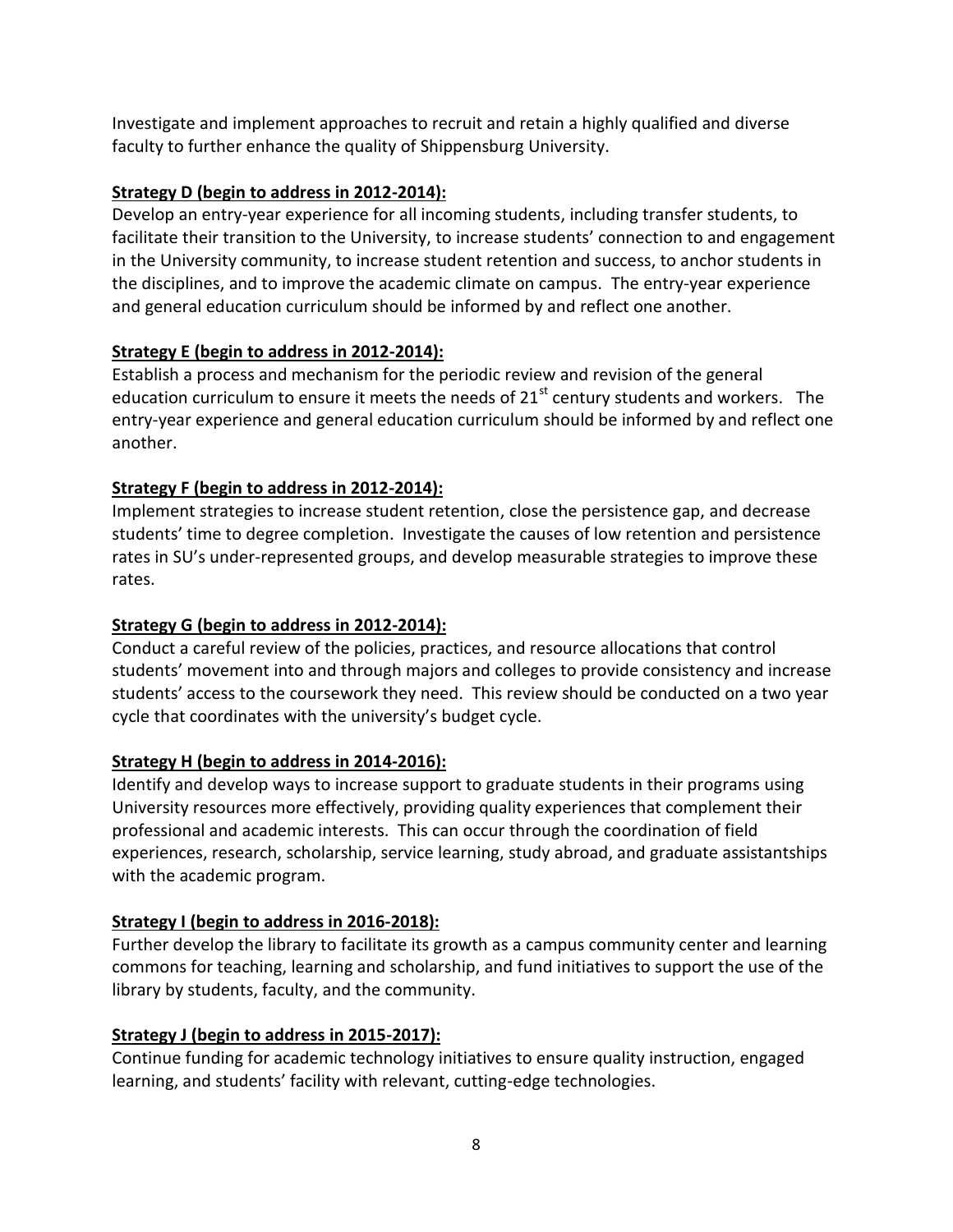Investigate and implement approaches to recruit and retain a highly qualified and diverse faculty to further enhance the quality of Shippensburg University.

**Strategy D (begin to address in 2012-2014):**

Develop an entry-year experience for all incoming students, including transfer students, to facilitate their transition to the University, to increase students' connection to and engagement in the University community, to increase student retention and success, to anchor students in the disciplines, and to improve the academic climate on campus. The entry-year experience and general education curriculum should be informed by and reflect one another.

**Strategy E (begin to address in 2012-2014):**

Establish a process and mechanism for the periodic review and revision of the general education curriculum to ensure it meets the needs of 21st century students and workers. The entry-year experience and general education curriculum should be informed by and reflect one another.

**Strategy F (begin to address in 2012-2014):**

Implement strategies to increase student retention, close the persistence gap, and decrease students' time to degree completion. Investigate the causes of low retention and persistence rates in SU's under-represented groups, and develop measurable strategies to improve these rates.

**Strategy G (begin to address in 2012-2014):**

Conduct a careful review of the policies, practices, and resource allocations that control students' movement into and through majors and colleges to provide consistency and increase students' access to the coursework they need. This review should be conducted on a two year cycle that coordinates with the university's budget cycle.

**Strategy H (begin to address in 2014-2016):**

Identify and develop ways to increase support to graduate students in their programs using University resources more effectively, providing quality experiences that complement their professional and academic interests. This can occur through the coordination of field experiences, research, scholarship, service learning, study abroad, and graduate assistantships with the academic program.

**Strategy I (begin to address in 2016-2018):**

Further develop the library to facilitate its growth as a campus community center and learning commons for teaching, learning and scholarship, and fund initiatives to support the use of the library by students, faculty, and the community.

**Strategy J (begin to address in 2015-2017):**

Continue funding for academic technology initiatives to ensure quality instruction, engaged learning, and students' facility with relevant, cutting-edge technologies.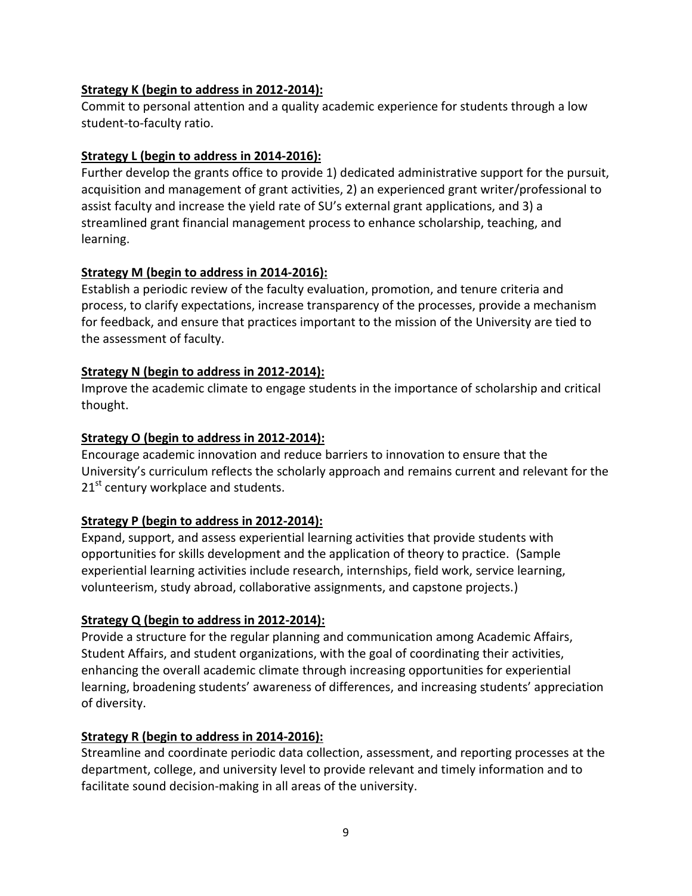**Strategy K (begin to address in 2012-2014):**

Commit to personal attention and a quality academic experience for students through a low student-to-faculty ratio.

**Strategy L (begin to address in 2014-2016):**

Further develop the grants office to provide 1) dedicated administrative support for the pursuit, acquisition and management of grant activities, 2) an experienced grant writer/professional to assist faculty and increase the yield rate of SU's external grant applications, and 3) a streamlined grant financial management process to enhance scholarship, teaching, and learning.

**Strategy M (begin to address in 2014-2016):**

Establish a periodic review of the faculty evaluation, promotion, and tenure criteria and process, to clarify expectations, increase transparency of the processes, provide a mechanism for feedback, and ensure that practices important to the mission of the University are tied to the assessment of faculty.

**Strategy N (begin to address in 2012-2014):**

Improve the academic climate to engage students in the importance of scholarship and critical thought.

**Strategy O (begin to address in 2012-2014):**

Encourage academic innovation and reduce barriers to innovation to ensure that the University's curriculum reflects the scholarly approach and remains current and relevant for the 21st century workplace and students.

**Strategy P (begin to address in 2012-2014):**

Expand, support, and assess experiential learning activities that provide students with opportunities for skills development and the application of theory to practice. (Sample experiential learning activities include research, internships, field work, service learning, volunteerism, study abroad, collaborative assignments, and capstone projects.)

**Strategy Q (begin to address in 2012-2014):**

Provide a structure for the regular planning and communication among Academic Affairs, Student Affairs, and student organizations, with the goal of coordinating their activities, enhancing the overall academic climate through increasing opportunities for experiential learning, broadening students' awareness of differences, and increasing students' appreciation of diversity.

**Strategy R (begin to address in 2014-2016):**

Streamline and coordinate periodic data collection, assessment, and reporting processes at the department, college, and university level to provide relevant and timely information and to facilitate sound decision-making in all areas of the university.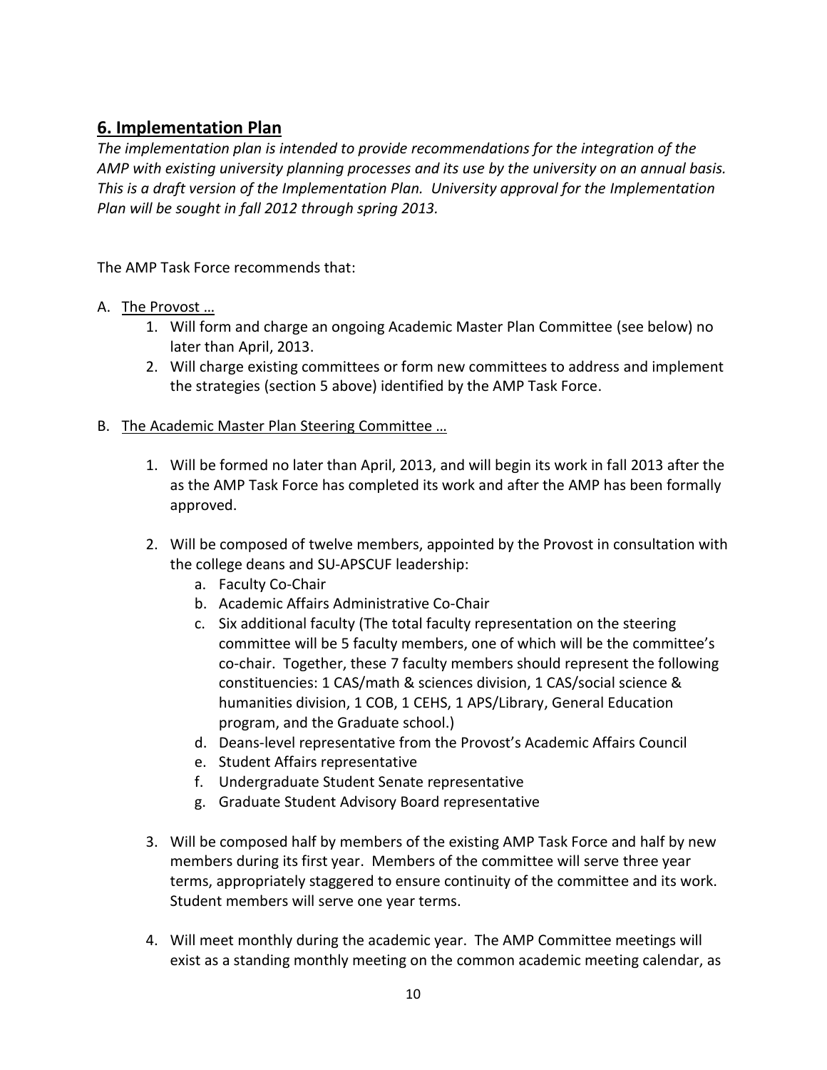## 6. Implementation Plan

*The implementation plan is intended to provide recommendations for the integration of the AMP with existing university planning processes and its use by the university on an annual basis. This is a draft version of the Implementation Plan. University approval for the Implementation Plan will be sought in fall 2012 through spring 2013.*

The AMP Task Force recommends that:

A. <u>The Provost …</u>
   1. Will form and charge an ongoing Academic Master Plan Committee (see below) no later than April, 2013.
   2. Will charge existing committees or form new committees to address and implement the strategies (section 5 above) identified by the AMP Task Force.

B. <u>The Academic Master Plan Steering Committee …</u>

   1. Will be formed no later than April, 2013, and will begin its work in fall 2013 after the as the AMP Task Force has completed its work and after the AMP has been formally approved.

   2. Will be composed of twelve members, appointed by the Provost in consultation with the college deans and SU-APSCUF leadership:
      a. Faculty Co-Chair
      b. Academic Affairs Administrative Co-Chair
      c. Six additional faculty (The total faculty representation on the steering committee will be 5 faculty members, one of which will be the committee's co-chair. Together, these 7 faculty members should represent the following constituencies: 1 CAS/math & sciences division, 1 CAS/social science & humanities division, 1 COB, 1 CEHS, 1 APS/Library, General Education program, and the Graduate school.)
      d. Deans-level representative from the Provost's Academic Affairs Council
      e. Student Affairs representative
      f. Undergraduate Student Senate representative
      g. Graduate Student Advisory Board representative

   3. Will be composed half by members of the existing AMP Task Force and half by new members during its first year. Members of the committee will serve three year terms, appropriately staggered to ensure continuity of the committee and its work. Student members will serve one year terms.

   4. Will meet monthly during the academic year. The AMP Committee meetings will exist as a standing monthly meeting on the common academic meeting calendar, as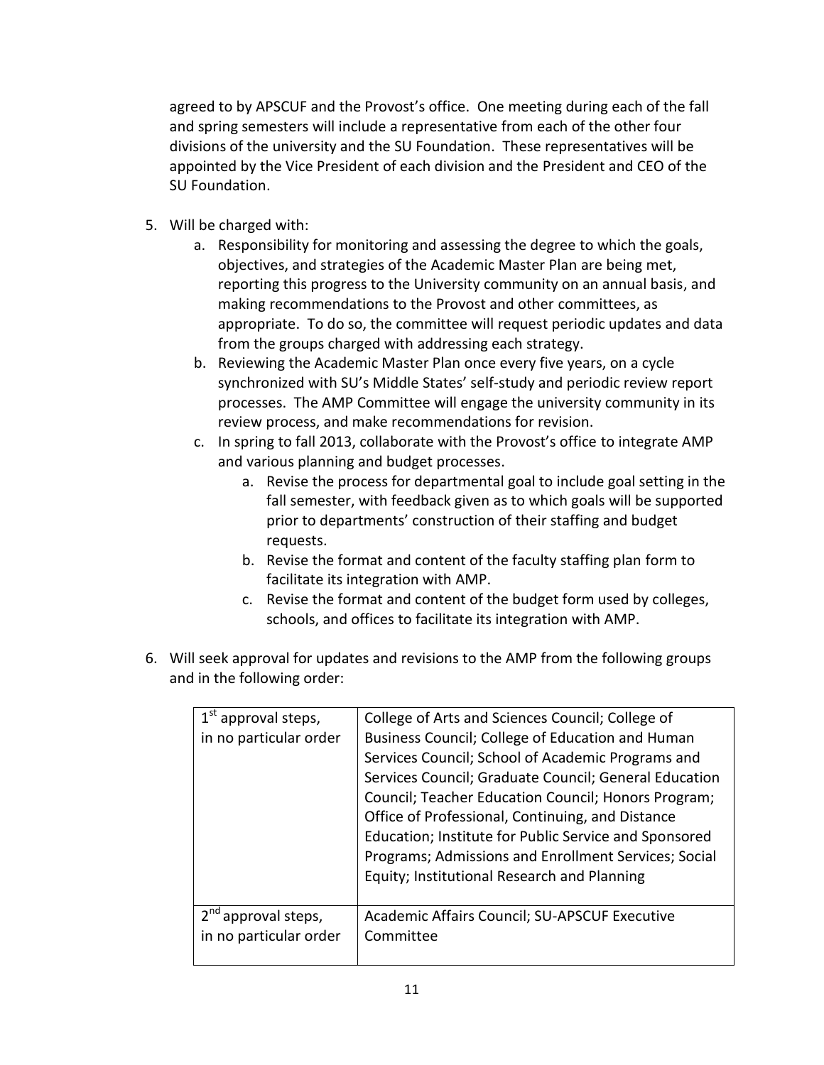agreed to by APSCUF and the Provost's office. One meeting during each of the fall and spring semesters will include a representative from each of the other four divisions of the university and the SU Foundation. These representatives will be appointed by the Vice President of each division and the President and CEO of the SU Foundation.

5. Will be charged with:
    a. Responsibility for monitoring and assessing the degree to which the goals, objectives, and strategies of the Academic Master Plan are being met, reporting this progress to the University community on an annual basis, and making recommendations to the Provost and other committees, as appropriate. To do so, the committee will request periodic updates and data from the groups charged with addressing each strategy.
    b. Reviewing the Academic Master Plan once every five years, on a cycle synchronized with SU's Middle States' self-study and periodic review report processes. The AMP Committee will engage the university community in its review process, and make recommendations for revision.
    c. In spring to fall 2013, collaborate with the Provost's office to integrate AMP and various planning and budget processes.
        a. Revise the process for departmental goal to include goal setting in the fall semester, with feedback given as to which goals will be supported prior to departments' construction of their staffing and budget requests.
        b. Revise the format and content of the faculty staffing plan form to facilitate its integration with AMP.
        c. Revise the format and content of the budget form used by colleges, schools, and offices to facilitate its integration with AMP.

6. Will seek approval for updates and revisions to the AMP from the following groups and in the following order:

| | |
|---|---|
| 1st approval steps, in no particular order | College of Arts and Sciences Council; College of Business Council; College of Education and Human Services Council; School of Academic Programs and Services Council; Graduate Council; General Education Council; Teacher Education Council; Honors Program; Office of Professional, Continuing, and Distance Education; Institute for Public Service and Sponsored Programs; Admissions and Enrollment Services; Social Equity; Institutional Research and Planning |
| 2nd approval steps, in no particular order | Academic Affairs Council; SU-APSCUF Executive Committee |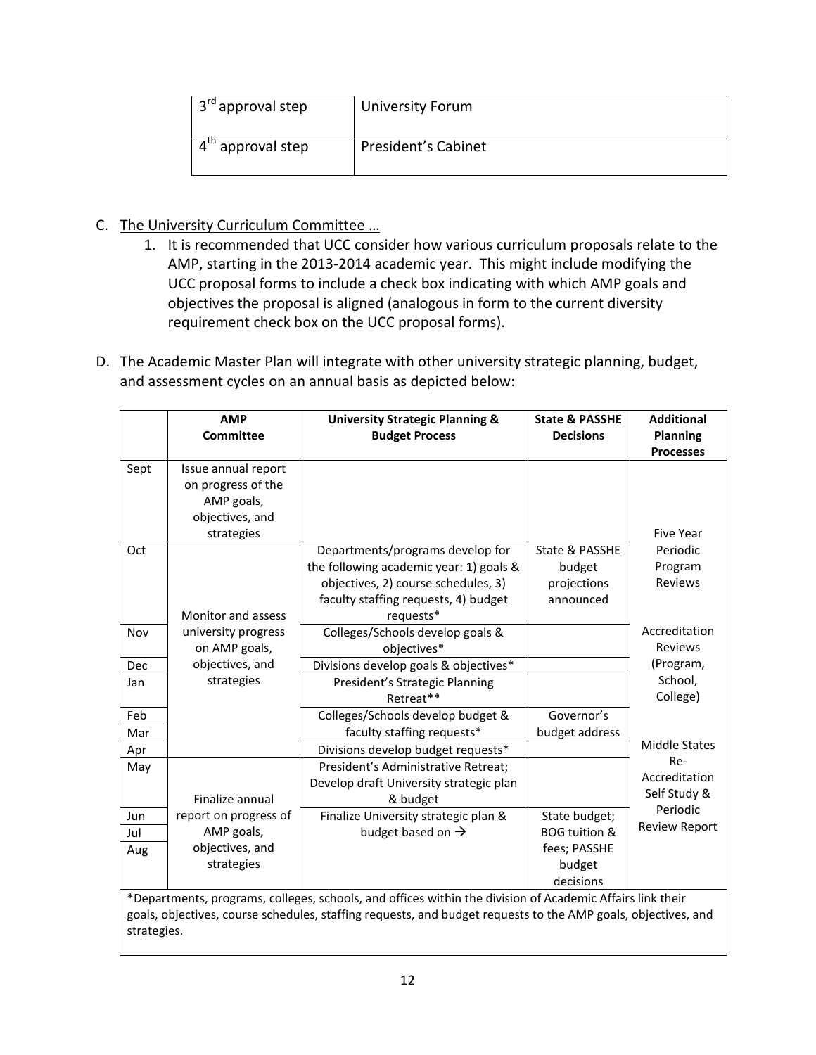| 3rd approval step | University Forum |
|---|---|
| 4th approval step | President's Cabinet |

C. <u>The University Curriculum Committee …</u>

   1. It is recommended that UCC consider how various curriculum proposals relate to the AMP, starting in the 2013-2014 academic year. This might include modifying the UCC proposal forms to include a check box indicating with which AMP goals and objectives the proposal is aligned (analogous in form to the current diversity requirement check box on the UCC proposal forms).

D. The Academic Master Plan will integrate with other university strategic planning, budget, and assessment cycles on an annual basis as depicted below:

| | AMP Committee | University Strategic Planning & Budget Process | State & PASSHE Decisions | Additional Planning Processes |
|---|---|---|---|---|
| Sept | Issue annual report on progress of the AMP goals, objectives, and strategies | | | Five Year Periodic Program Reviews |
| Oct | Monitor and assess university progress on AMP goals, objectives, and strategies | Departments/programs develop for the following academic year: 1) goals & objectives, 2) course schedules, 3) faculty staffing requests, 4) budget requests* | State & PASSHE budget projections announced | |
| Nov | | Colleges/Schools develop goals & objectives* | | Accreditation Reviews (Program, School, College) |
| Dec | | Divisions develop goals & objectives* | | |
| Jan | | President's Strategic Planning Retreat** | | |
| Feb | | Colleges/Schools develop budget & faculty staffing requests* | Governor's budget address | |
| Mar | | | | |
| Apr | | Divisions develop budget requests* | | Middle States Re-Accreditation Self Study & Periodic Review Report |
| May | Finalize annual report on progress of AMP goals, objectives, and strategies | President's Administrative Retreat; Develop draft University strategic plan & budget | | |
| Jun | | Finalize University strategic plan & budget based on → | State budget; BOG tuition & fees; PASSHE budget decisions | |
| Jul | | | | |
| Aug | | | | |

*Departments, programs, colleges, schools, and offices within the division of Academic Affairs link their goals, objectives, course schedules, staffing requests, and budget requests to the AMP goals, objectives, and strategies.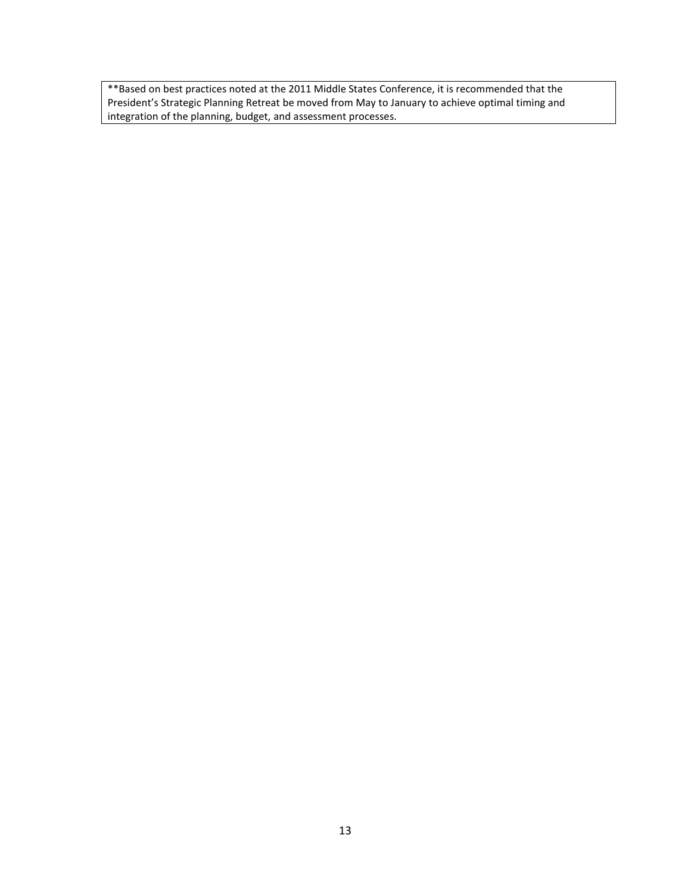**Based on best practices noted at the 2011 Middle States Conference, it is recommended that the President's Strategic Planning Retreat be moved from May to January to achieve optimal timing and integration of the planning, budget, and assessment processes.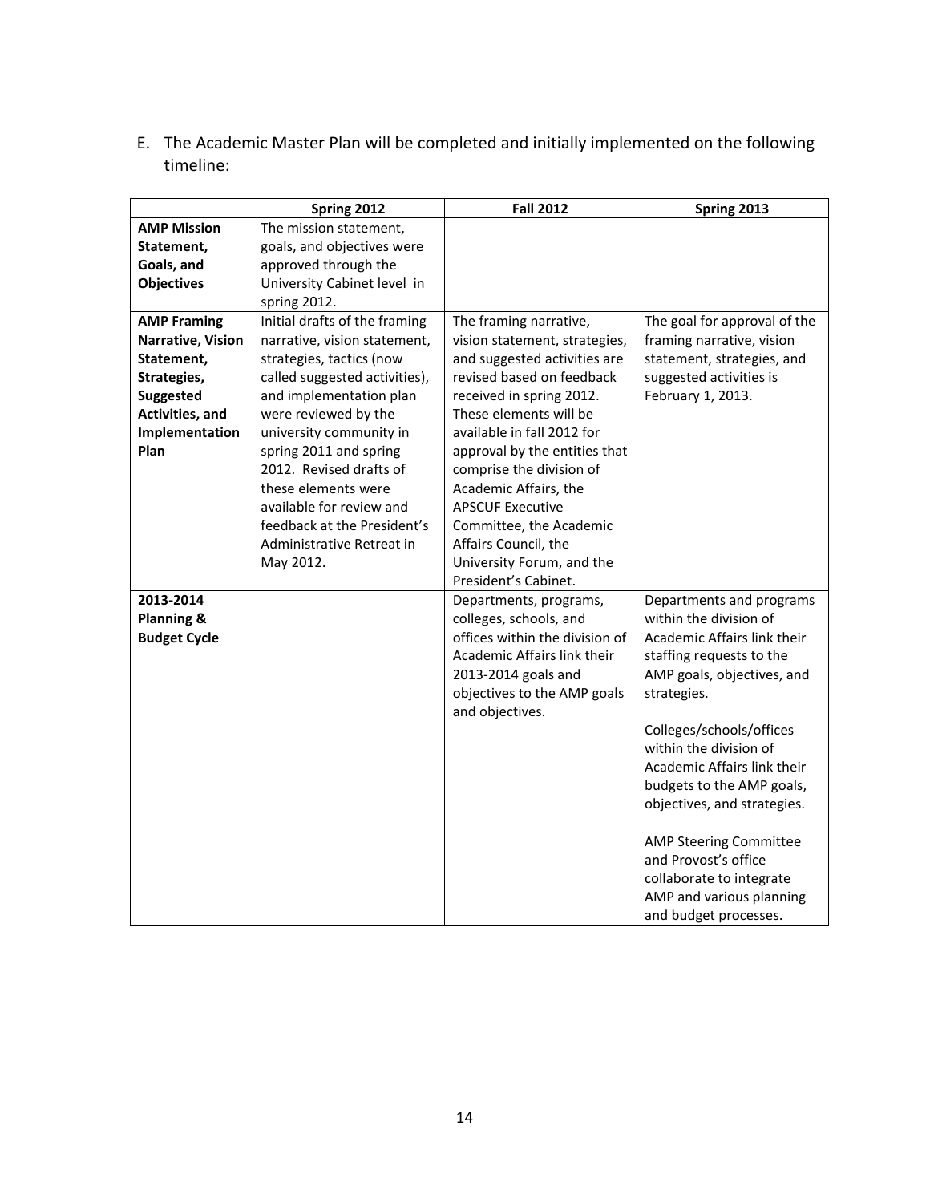E. The Academic Master Plan will be completed and initially implemented on the following timeline:

| | Spring 2012 | Fall 2012 | Spring 2013 |
|---|---|---|---|
| **AMP Mission Statement, Goals, and Objectives** | The mission statement, goals, and objectives were approved through the University Cabinet level in spring 2012. | | |
| **AMP Framing Narrative, Vision Statement, Strategies, Suggested Activities, and Implementation Plan** | Initial drafts of the framing narrative, vision statement, strategies, tactics (now called suggested activities), and implementation plan were reviewed by the university community in spring 2011 and spring 2012. Revised drafts of these elements were available for review and feedback at the President's Administrative Retreat in May 2012. | The framing narrative, vision statement, strategies, and suggested activities are revised based on feedback received in spring 2012. These elements will be available in fall 2012 for approval by the entities that comprise the division of Academic Affairs, the APSCUF Executive Committee, the Academic Affairs Council, the University Forum, and the President's Cabinet. | The goal for approval of the framing narrative, vision statement, strategies, and suggested activities is February 1, 2013. |
| **2013-2014 Planning & Budget Cycle** | | Departments, programs, colleges, schools, and offices within the division of Academic Affairs link their 2013-2014 goals and objectives to the AMP goals and objectives. | Departments and programs within the division of Academic Affairs link their staffing requests to the AMP goals, objectives, and strategies.<br><br>Colleges/schools/offices within the division of Academic Affairs link their budgets to the AMP goals, objectives, and strategies.<br><br>AMP Steering Committee and Provost's office collaborate to integrate AMP and various planning and budget processes. |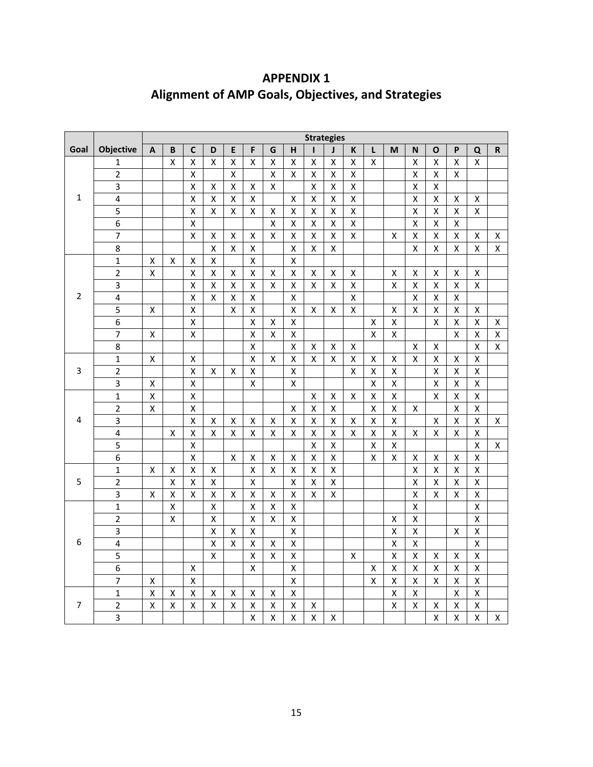# APPENDIX 1
# Alignment of AMP Goals, Objectives, and Strategies

| | | Strategies | | | | | | | | | | | | | | | | | |
|---|---|---|---|---|---|---|---|---|---|---|---|---|---|---|---|---|---|---|---|
| **Goal** | **Objective** | **A** | **B** | **C** | **D** | **E** | **F** | **G** | **H** | **I** | **J** | **K** | **L** | **M** | **N** | **O** | **P** | **Q** | **R** |
| 1 | 1 | | X | X | X | X | X | X | X | X | X | X | X | | X | X | X | X | |
| | 2 | | | X | | X | | X | X | X | X | X | | | X | X | X | | |
| | 3 | | | X | X | X | X | X | | X | X | X | | | X | X | | | |
| | 4 | | | X | X | X | X | | X | X | X | X | | | X | X | X | X | |
| | 5 | | | X | X | X | X | X | X | X | X | X | | | X | X | X | X | |
| | 6 | | | X | | | | X | X | X | X | X | | | X | X | X | | |
| | 7 | | | X | X | X | X | X | X | X | X | X | | X | X | X | X | X | X |
| | 8 | | | | X | X | X | | X | X | X | | | | X | X | X | X | X |
| 2 | 1 | X | X | X | X | | X | | X | | | | | | | | | | |
| | 2 | X | | X | X | X | X | X | X | X | X | X | | X | X | X | X | X | |
| | 3 | | | X | X | X | X | X | X | X | X | X | | X | X | X | X | X | |
| | 4 | | | X | X | X | X | | X | | | X | | | X | X | X | | |
| | 5 | X | | X | | X | X | | X | X | X | X | | X | X | X | X | X | |
| | 6 | | | X | | | X | X | X | | | | X | X | | X | X | X | X |
| | 7 | X | | X | | | X | X | X | | | | X | X | | | X | X | X |
| | 8 | | | | | | X | | X | X | X | X | | | X | X | | X | X |
| 3 | 1 | X | | X | | | X | X | X | X | X | X | X | X | X | X | X | X | |
| | 2 | | | X | X | X | X | | X | | | X | X | X | | X | X | X | |
| | 3 | X | | X | | | X | | X | | | | X | X | | X | X | X | |
| 4 | 1 | X | | X | | | | | | X | X | X | X | X | | X | X | X | |
| | 2 | X | | X | | | | | X | X | X | | X | X | X | | X | X | |
| | 3 | | | X | X | X | X | X | X | X | X | X | X | X | | X | X | X | X |
| | 4 | | X | X | X | X | X | X | X | X | X | X | X | X | X | X | X | X | |
| | 5 | | | X | | | | | | X | X | | X | X | | | | X | X |
| | 6 | | | X | | X | X | X | X | X | X | | X | X | X | X | X | X | |
| 5 | 1 | X | X | X | X | | X | X | X | X | X | | | | X | X | X | X | |
| | 2 | | X | X | X | | X | | X | X | X | | | | X | X | X | X | |
| | 3 | X | X | X | X | X | X | X | X | X | X | | | | X | X | X | X | |
| 6 | 1 | | X | | X | | X | X | X | | | | | | X | | | X | |
| | 2 | | X | | X | | X | X | X | | | | | X | X | | | X | |
| | 3 | | | | X | X | X | | X | | | | | X | X | | X | X | |
| | 4 | | | | X | X | X | X | X | | | | | X | X | | | X | |
| | 5 | | | | X | | X | X | X | | | X | | X | X | X | X | X | |
| | 6 | | | X | | | X | | X | | | | X | X | X | X | X | X | |
| | 7 | X | | X | | | | | X | | | | X | X | X | X | X | X | |
| 7 | 1 | X | X | X | X | X | X | X | X | | | | | X | X | | X | X | |
| | 2 | X | X | X | X | X | X | X | X | X | | | | X | X | X | X | X | |
| | 3 | | | | | | X | X | X | X | X | | | | | X | X | X | X |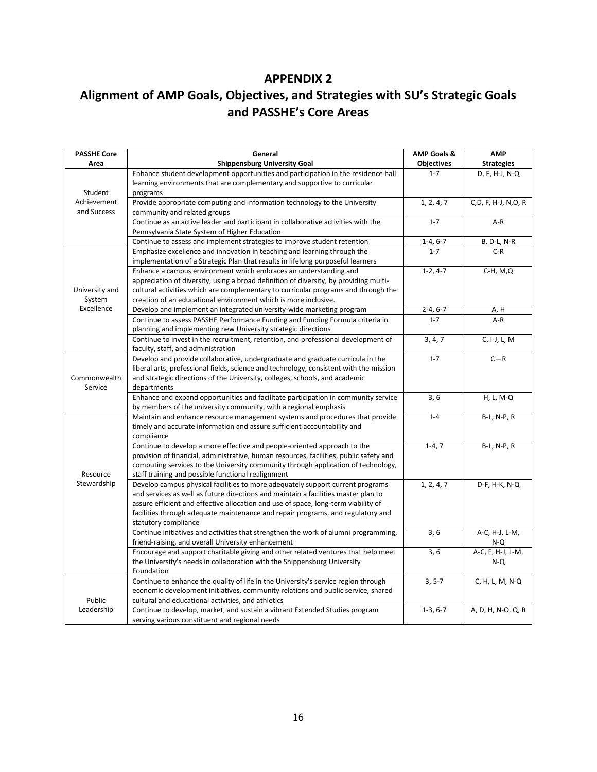# APPENDIX 2

# Alignment of AMP Goals, Objectives, and Strategies with SU's Strategic Goals and PASSHE's Core Areas

| PASSHE Core Area | General Shippensburg University Goal | AMP Goals & Objectives | AMP Strategies |
|---|---|---|---|
| Student Achievement and Success | Enhance student development opportunities and participation in the residence hall learning environments that are complementary and supportive to curricular programs | 1-7 | D, F, H-J, N-Q |
| | Provide appropriate computing and information technology to the University community and related groups | 1, 2, 4, 7 | C,D, F, H-J, N,O, R |
| | Continue as an active leader and participant in collaborative activities with the Pennsylvania State System of Higher Education | 1-7 | A-R |
| | Continue to assess and implement strategies to improve student retention | 1-4, 6-7 | B, D-L, N-R |
| University and System Excellence | Emphasize excellence and innovation in teaching and learning through the implementation of a Strategic Plan that results in lifelong purposeful learners | 1-7 | C-R |
| | Enhance a campus environment which embraces an understanding and appreciation of diversity, using a broad definition of diversity, by providing multi-cultural activities which are complementary to curricular programs and through the creation of an educational environment which is more inclusive. | 1-2, 4-7 | C-H, M,Q |
| | Develop and implement an integrated university-wide marketing program | 2-4, 6-7 | A, H |
| | Continue to assess PASSHE Performance Funding and Funding Formula criteria in planning and implementing new University strategic directions | 1-7 | A-R |
| | Continue to invest in the recruitment, retention, and professional development of faculty, staff, and administration | 3, 4, 7 | C, I-J, L, M |
| Commonwealth Service | Develop and provide collaborative, undergraduate and graduate curricula in the liberal arts, professional fields, science and technology, consistent with the mission and strategic directions of the University, colleges, schools, and academic departments | 1-7 | C—R |
| | Enhance and expand opportunities and facilitate participation in community service by members of the university community, with a regional emphasis | 3, 6 | H, L, M-Q |
| Resource Stewardship | Maintain and enhance resource management systems and procedures that provide timely and accurate information and assure sufficient accountability and compliance | 1-4 | B-L, N-P, R |
| | Continue to develop a more effective and people-oriented approach to the provision of financial, administrative, human resources, facilities, public safety and computing services to the University community through application of technology, staff training and possible functional realignment | 1-4, 7 | B-L, N-P, R |
| | Develop campus physical facilities to more adequately support current programs and services as well as future directions and maintain a facilities master plan to assure efficient and effective allocation and use of space, long-term viability of facilities through adequate maintenance and repair programs, and regulatory and statutory compliance | 1, 2, 4, 7 | D-F, H-K, N-Q |
| | Continue initiatives and activities that strengthen the work of alumni programming, friend-raising, and overall University enhancement | 3, 6 | A-C, H-J, L-M, N-Q |
| | Encourage and support charitable giving and other related ventures that help meet the University's needs in collaboration with the Shippensburg University Foundation | 3, 6 | A-C, F, H-J, L-M, N-Q |
| Public Leadership | Continue to enhance the quality of life in the University's service region through economic development initiatives, community relations and public service, shared cultural and educational activities, and athletics | 3, 5-7 | C, H, L, M, N-Q |
| | Continue to develop, market, and sustain a vibrant Extended Studies program serving various constituent and regional needs | 1-3, 6-7 | A, D, H, N-O, Q, R |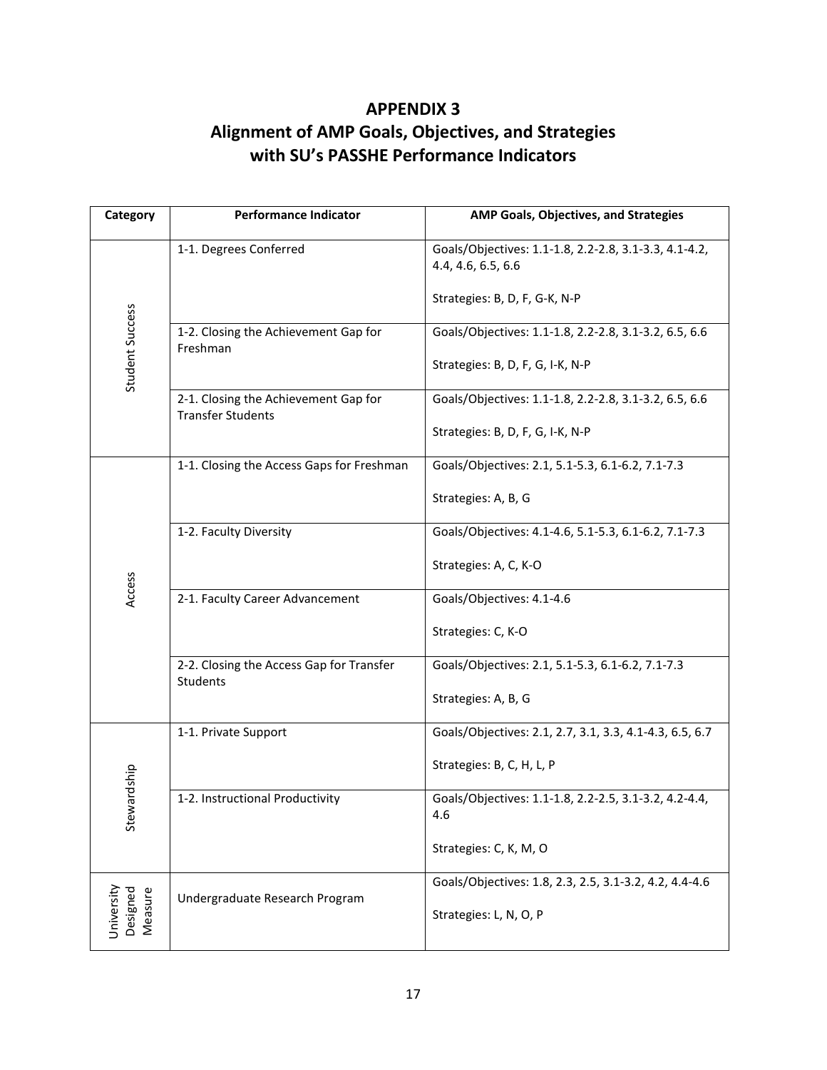# APPENDIX 3
## Alignment of AMP Goals, Objectives, and Strategies with SU's PASSHE Performance Indicators

| Category | Performance Indicator | AMP Goals, Objectives, and Strategies |
|---|---|---|
| Student Success | 1-1. Degrees Conferred | Goals/Objectives: 1.1-1.8, 2.2-2.8, 3.1-3.3, 4.1-4.2, 4.4, 4.6, 6.5, 6.6<br><br>Strategies: B, D, F, G-K, N-P |
| | 1-2. Closing the Achievement Gap for Freshman | Goals/Objectives: 1.1-1.8, 2.2-2.8, 3.1-3.2, 6.5, 6.6<br><br>Strategies: B, D, F, G, I-K, N-P |
| | 2-1. Closing the Achievement Gap for Transfer Students | Goals/Objectives: 1.1-1.8, 2.2-2.8, 3.1-3.2, 6.5, 6.6<br><br>Strategies: B, D, F, G, I-K, N-P |
| Access | 1-1. Closing the Access Gaps for Freshman | Goals/Objectives: 2.1, 5.1-5.3, 6.1-6.2, 7.1-7.3<br><br>Strategies: A, B, G |
| | 1-2. Faculty Diversity | Goals/Objectives: 4.1-4.6, 5.1-5.3, 6.1-6.2, 7.1-7.3<br><br>Strategies: A, C, K-O |
| | 2-1. Faculty Career Advancement | Goals/Objectives: 4.1-4.6<br><br>Strategies: C, K-O |
| | 2-2. Closing the Access Gap for Transfer Students | Goals/Objectives: 2.1, 5.1-5.3, 6.1-6.2, 7.1-7.3<br><br>Strategies: A, B, G |
| Stewardship | 1-1. Private Support | Goals/Objectives: 2.1, 2.7, 3.1, 3.3, 4.1-4.3, 6.5, 6.7<br><br>Strategies: B, C, H, L, P |
| | 1-2. Instructional Productivity | Goals/Objectives: 1.1-1.8, 2.2-2.5, 3.1-3.2, 4.2-4.4, 4.6<br><br>Strategies: C, K, M, O |
| University Designed Measure | Undergraduate Research Program | Goals/Objectives: 1.8, 2.3, 2.5, 3.1-3.2, 4.2, 4.4-4.6<br><br>Strategies: L, N, O, P |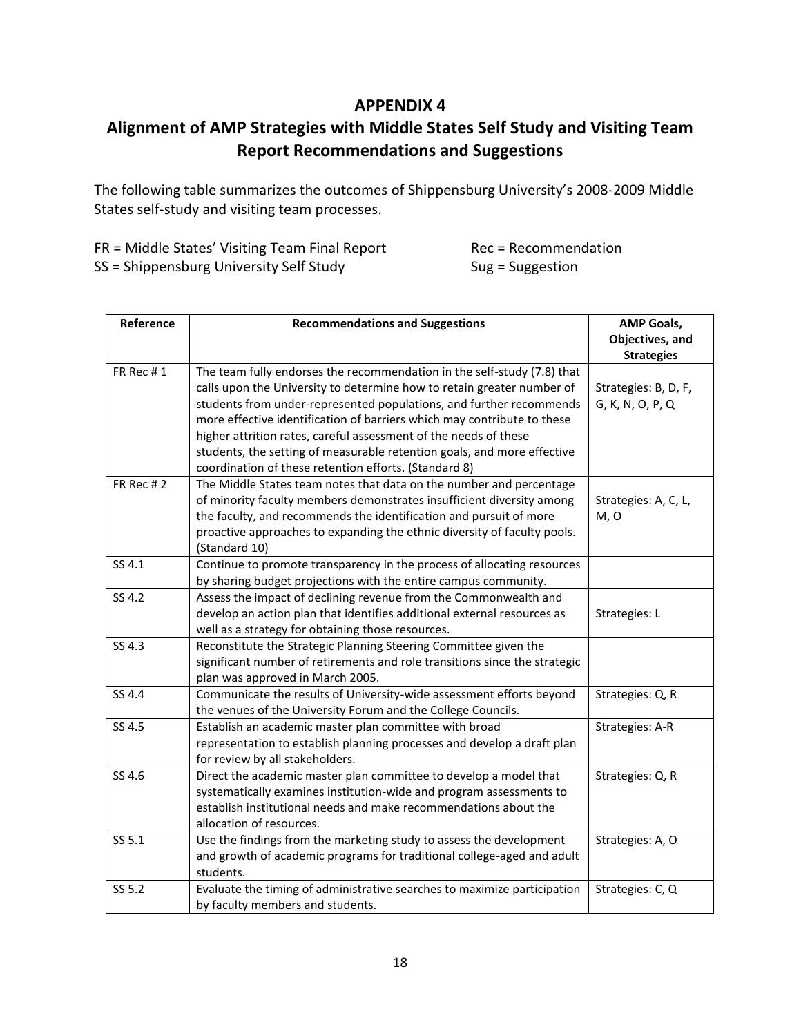## APPENDIX 4

## Alignment of AMP Strategies with Middle States Self Study and Visiting Team Report Recommendations and Suggestions

The following table summarizes the outcomes of Shippensburg University's 2008-2009 Middle States self-study and visiting team processes.

FR = Middle States' Visiting Team Final Report    Rec = Recommendation
SS = Shippensburg University Self Study    Sug = Suggestion

| Reference | Recommendations and Suggestions | AMP Goals, Objectives, and Strategies |
|---|---|---|
| FR Rec # 1 | The team fully endorses the recommendation in the self-study (7.8) that calls upon the University to determine how to retain greater number of students from under-represented populations, and further recommends more effective identification of barriers which may contribute to these higher attrition rates, careful assessment of the needs of these students, the setting of measurable retention goals, and more effective coordination of these retention efforts. (Standard 8) | Strategies: B, D, F, G, K, N, O, P, Q |
| FR Rec # 2 | The Middle States team notes that data on the number and percentage of minority faculty members demonstrates insufficient diversity among the faculty, and recommends the identification and pursuit of more proactive approaches to expanding the ethnic diversity of faculty pools. (Standard 10) | Strategies: A, C, L, M, O |
| SS 4.1 | Continue to promote transparency in the process of allocating resources by sharing budget projections with the entire campus community. | |
| SS 4.2 | Assess the impact of declining revenue from the Commonwealth and develop an action plan that identifies additional external resources as well as a strategy for obtaining those resources. | Strategies: L |
| SS 4.3 | Reconstitute the Strategic Planning Steering Committee given the significant number of retirements and role transitions since the strategic plan was approved in March 2005. | |
| SS 4.4 | Communicate the results of University-wide assessment efforts beyond the venues of the University Forum and the College Councils. | Strategies: Q, R |
| SS 4.5 | Establish an academic master plan committee with broad representation to establish planning processes and develop a draft plan for review by all stakeholders. | Strategies: A-R |
| SS 4.6 | Direct the academic master plan committee to develop a model that systematically examines institution-wide and program assessments to establish institutional needs and make recommendations about the allocation of resources. | Strategies: Q, R |
| SS 5.1 | Use the findings from the marketing study to assess the development and growth of academic programs for traditional college-aged and adult students. | Strategies: A, O |
| SS 5.2 | Evaluate the timing of administrative searches to maximize participation by faculty members and students. | Strategies: C, Q |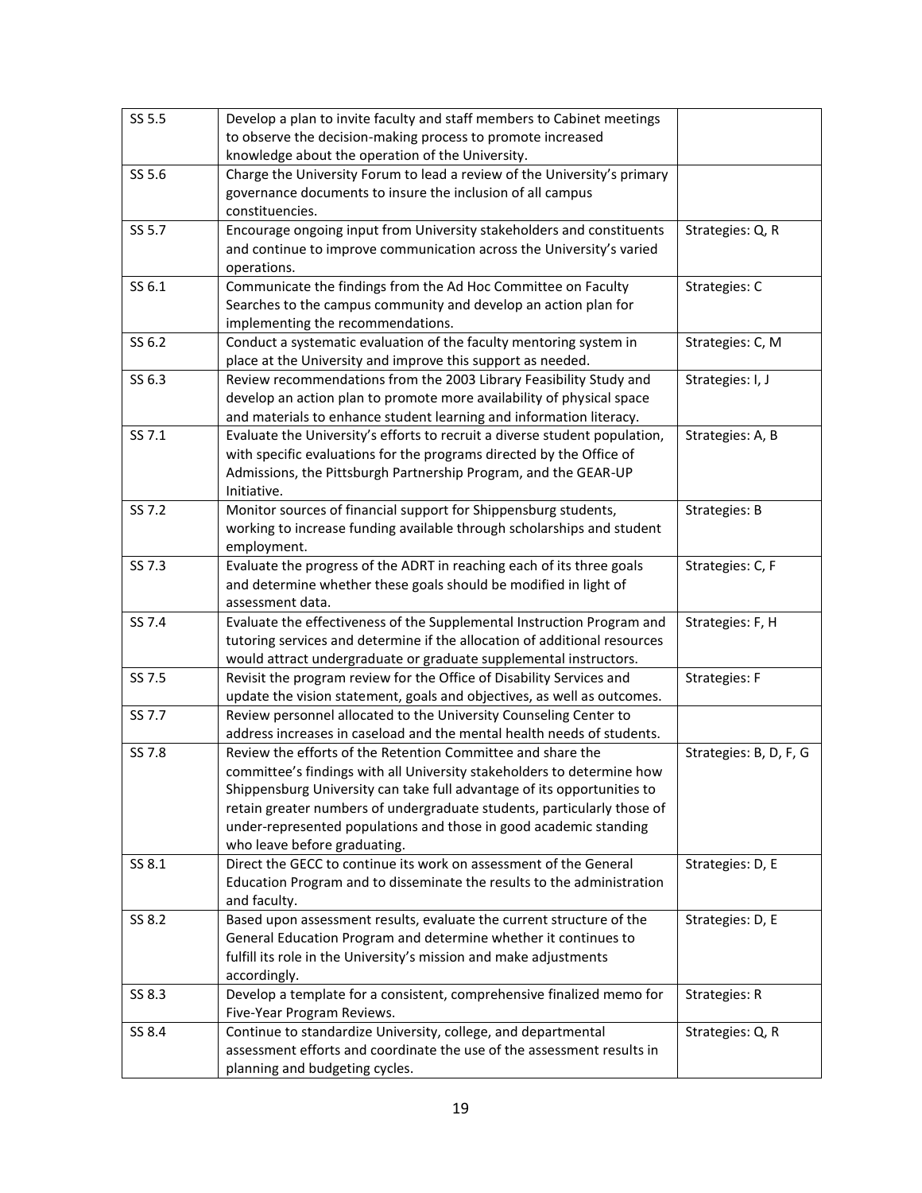| | | |
|---|---|---|
| SS 5.5 | Develop a plan to invite faculty and staff members to Cabinet meetings to observe the decision-making process to promote increased knowledge about the operation of the University. | |
| SS 5.6 | Charge the University Forum to lead a review of the University's primary governance documents to insure the inclusion of all campus constituencies. | |
| SS 5.7 | Encourage ongoing input from University stakeholders and constituents and continue to improve communication across the University's varied operations. | Strategies: Q, R |
| SS 6.1 | Communicate the findings from the Ad Hoc Committee on Faculty Searches to the campus community and develop an action plan for implementing the recommendations. | Strategies: C |
| SS 6.2 | Conduct a systematic evaluation of the faculty mentoring system in place at the University and improve this support as needed. | Strategies: C, M |
| SS 6.3 | Review recommendations from the 2003 Library Feasibility Study and develop an action plan to promote more availability of physical space and materials to enhance student learning and information literacy. | Strategies: I, J |
| SS 7.1 | Evaluate the University's efforts to recruit a diverse student population, with specific evaluations for the programs directed by the Office of Admissions, the Pittsburgh Partnership Program, and the GEAR-UP Initiative. | Strategies: A, B |
| SS 7.2 | Monitor sources of financial support for Shippensburg students, working to increase funding available through scholarships and student employment. | Strategies: B |
| SS 7.3 | Evaluate the progress of the ADRT in reaching each of its three goals and determine whether these goals should be modified in light of assessment data. | Strategies: C, F |
| SS 7.4 | Evaluate the effectiveness of the Supplemental Instruction Program and tutoring services and determine if the allocation of additional resources would attract undergraduate or graduate supplemental instructors. | Strategies: F, H |
| SS 7.5 | Revisit the program review for the Office of Disability Services and update the vision statement, goals and objectives, as well as outcomes. | Strategies: F |
| SS 7.7 | Review personnel allocated to the University Counseling Center to address increases in caseload and the mental health needs of students. | |
| SS 7.8 | Review the efforts of the Retention Committee and share the committee's findings with all University stakeholders to determine how Shippensburg University can take full advantage of its opportunities to retain greater numbers of undergraduate students, particularly those of under-represented populations and those in good academic standing who leave before graduating. | Strategies: B, D, F, G |
| SS 8.1 | Direct the GECC to continue its work on assessment of the General Education Program and to disseminate the results to the administration and faculty. | Strategies: D, E |
| SS 8.2 | Based upon assessment results, evaluate the current structure of the General Education Program and determine whether it continues to fulfill its role in the University's mission and make adjustments accordingly. | Strategies: D, E |
| SS 8.3 | Develop a template for a consistent, comprehensive finalized memo for Five-Year Program Reviews. | Strategies: R |
| SS 8.4 | Continue to standardize University, college, and departmental assessment efforts and coordinate the use of the assessment results in planning and budgeting cycles. | Strategies: Q, R |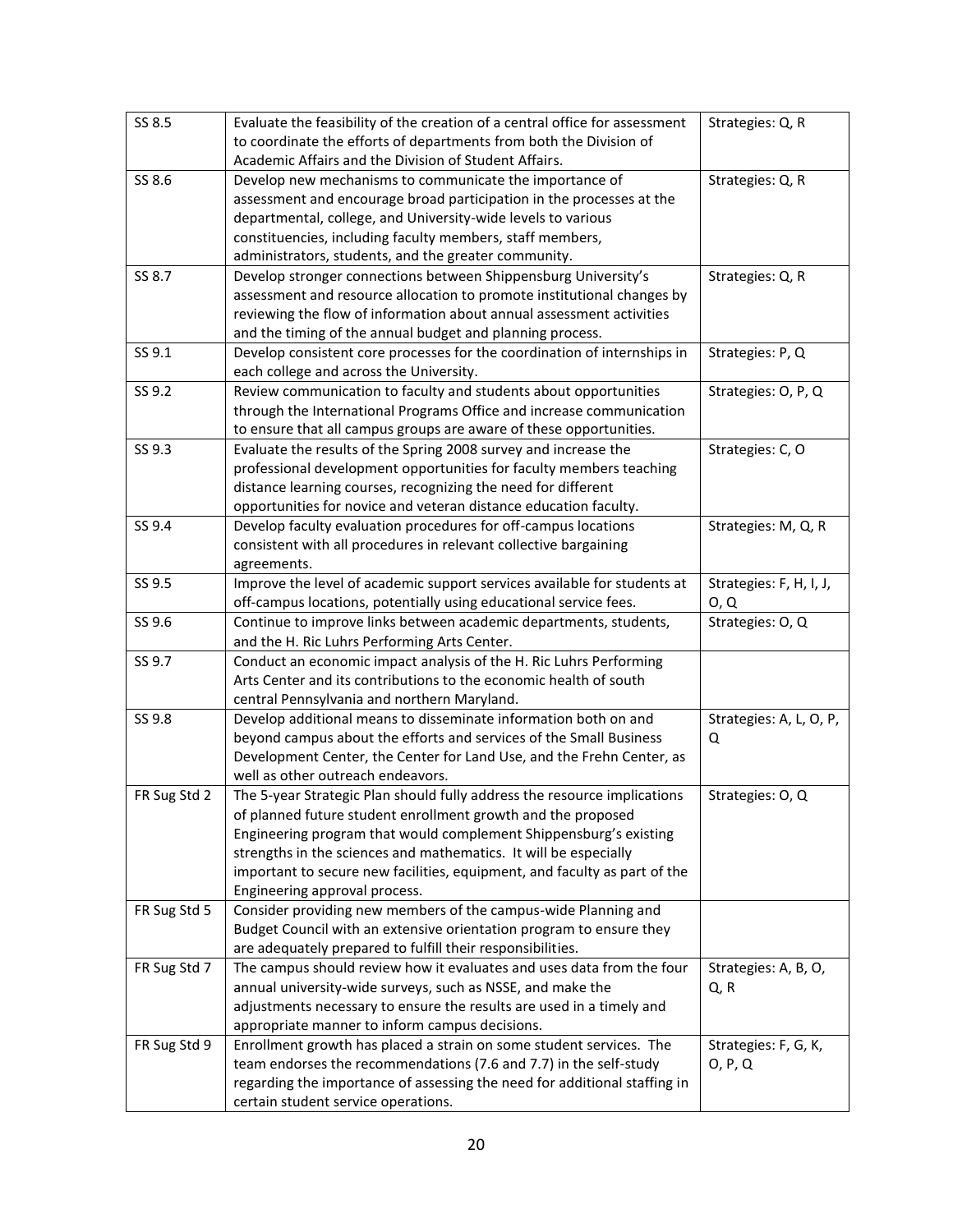| SS 8.5 | Evaluate the feasibility of the creation of a central office for assessment to coordinate the efforts of departments from both the Division of Academic Affairs and the Division of Student Affairs. | Strategies: Q, R |
|---|---|---|
| SS 8.6 | Develop new mechanisms to communicate the importance of assessment and encourage broad participation in the processes at the departmental, college, and University-wide levels to various constituencies, including faculty members, staff members, administrators, students, and the greater community. | Strategies: Q, R |
| SS 8.7 | Develop stronger connections between Shippensburg University's assessment and resource allocation to promote institutional changes by reviewing the flow of information about annual assessment activities and the timing of the annual budget and planning process. | Strategies: Q, R |
| SS 9.1 | Develop consistent core processes for the coordination of internships in each college and across the University. | Strategies: P, Q |
| SS 9.2 | Review communication to faculty and students about opportunities through the International Programs Office and increase communication to ensure that all campus groups are aware of these opportunities. | Strategies: O, P, Q |
| SS 9.3 | Evaluate the results of the Spring 2008 survey and increase the professional development opportunities for faculty members teaching distance learning courses, recognizing the need for different opportunities for novice and veteran distance education faculty. | Strategies: C, O |
| SS 9.4 | Develop faculty evaluation procedures for off-campus locations consistent with all procedures in relevant collective bargaining agreements. | Strategies: M, Q, R |
| SS 9.5 | Improve the level of academic support services available for students at off-campus locations, potentially using educational service fees. | Strategies: F, H, I, J, O, Q |
| SS 9.6 | Continue to improve links between academic departments, students, and the H. Ric Luhrs Performing Arts Center. | Strategies: O, Q |
| SS 9.7 | Conduct an economic impact analysis of the H. Ric Luhrs Performing Arts Center and its contributions to the economic health of south central Pennsylvania and northern Maryland. | |
| SS 9.8 | Develop additional means to disseminate information both on and beyond campus about the efforts and services of the Small Business Development Center, the Center for Land Use, and the Frehn Center, as well as other outreach endeavors. | Strategies: A, L, O, P, Q |
| FR Sug Std 2 | The 5-year Strategic Plan should fully address the resource implications of planned future student enrollment growth and the proposed Engineering program that would complement Shippensburg's existing strengths in the sciences and mathematics. It will be especially important to secure new facilities, equipment, and faculty as part of the Engineering approval process. | Strategies: O, Q |
| FR Sug Std 5 | Consider providing new members of the campus-wide Planning and Budget Council with an extensive orientation program to ensure they are adequately prepared to fulfill their responsibilities. | |
| FR Sug Std 7 | The campus should review how it evaluates and uses data from the four annual university-wide surveys, such as NSSE, and make the adjustments necessary to ensure the results are used in a timely and appropriate manner to inform campus decisions. | Strategies: A, B, O, Q, R |
| FR Sug Std 9 | Enrollment growth has placed a strain on some student services. The team endorses the recommendations (7.6 and 7.7) in the self-study regarding the importance of assessing the need for additional staffing in certain student service operations. | Strategies: F, G, K, O, P, Q |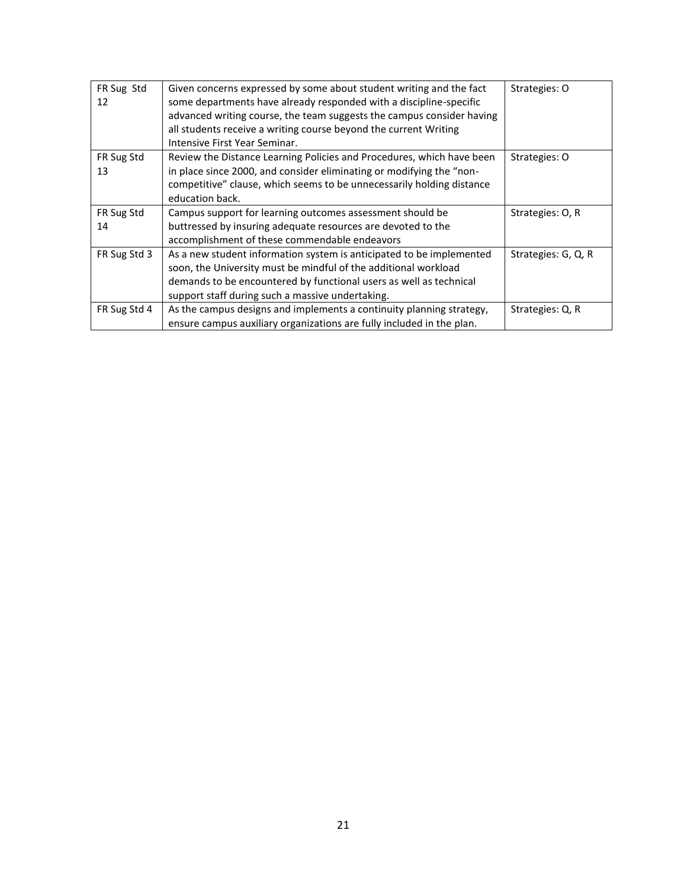| FR Sug Std 12 | Given concerns expressed by some about student writing and the fact some departments have already responded with a discipline-specific advanced writing course, the team suggests the campus consider having all students receive a writing course beyond the current Writing Intensive First Year Seminar. | Strategies: O |
|---|---|---|
| FR Sug Std 13 | Review the Distance Learning Policies and Procedures, which have been in place since 2000, and consider eliminating or modifying the "non-competitive" clause, which seems to be unnecessarily holding distance education back. | Strategies: O |
| FR Sug Std 14 | Campus support for learning outcomes assessment should be buttressed by insuring adequate resources are devoted to the accomplishment of these commendable endeavors | Strategies: O, R |
| FR Sug Std 3 | As a new student information system is anticipated to be implemented soon, the University must be mindful of the additional workload demands to be encountered by functional users as well as technical support staff during such a massive undertaking. | Strategies: G, Q, R |
| FR Sug Std 4 | As the campus designs and implements a continuity planning strategy, ensure campus auxiliary organizations are fully included in the plan. | Strategies: Q, R |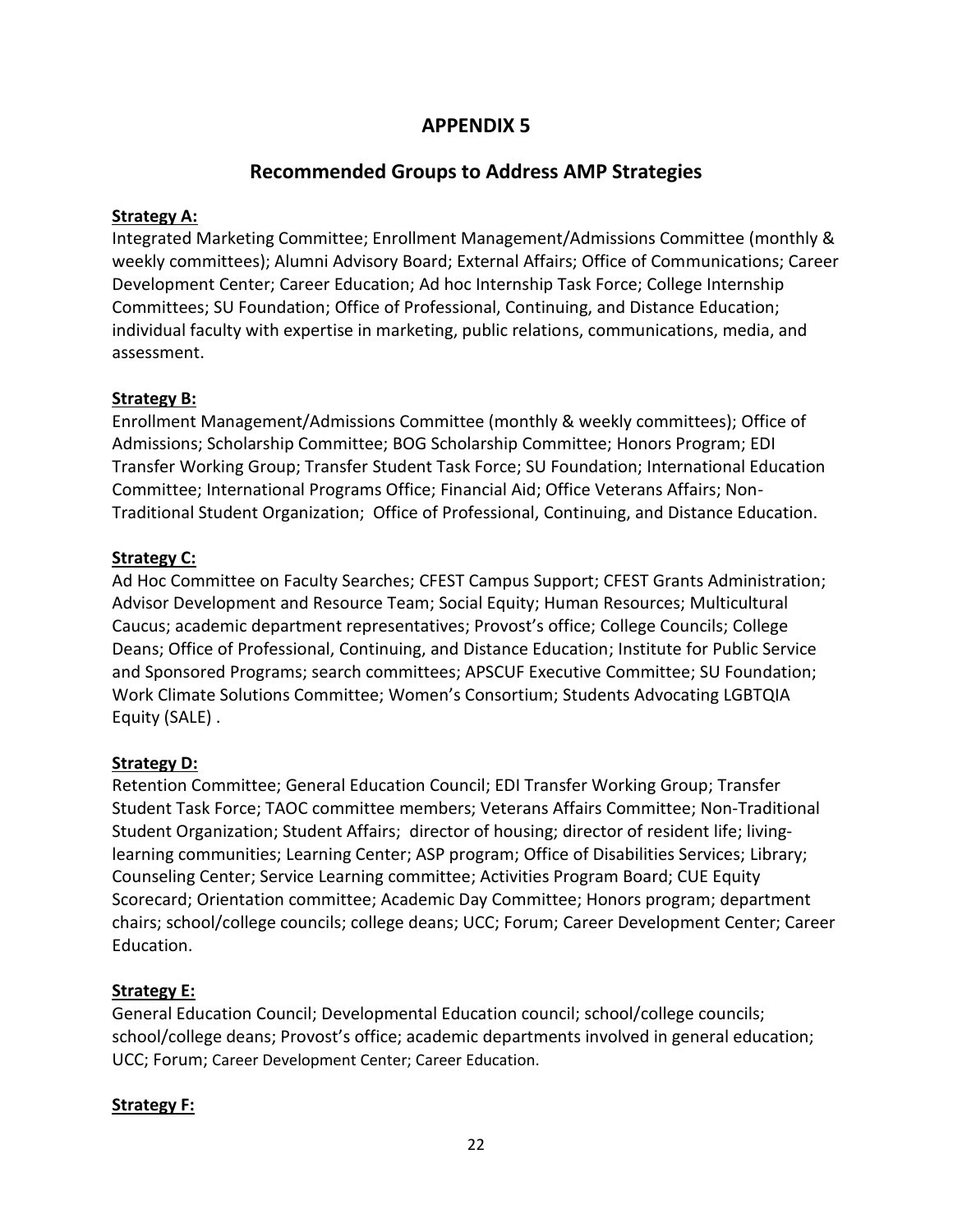# APPENDIX 5

## Recommended Groups to Address AMP Strategies

**Strategy A:**

Integrated Marketing Committee; Enrollment Management/Admissions Committee (monthly & weekly committees); Alumni Advisory Board; External Affairs; Office of Communications; Career Development Center; Career Education; Ad hoc Internship Task Force; College Internship Committees; SU Foundation; Office of Professional, Continuing, and Distance Education; individual faculty with expertise in marketing, public relations, communications, media, and assessment.

**Strategy B:**

Enrollment Management/Admissions Committee (monthly & weekly committees); Office of Admissions; Scholarship Committee; BOG Scholarship Committee; Honors Program; EDI Transfer Working Group; Transfer Student Task Force; SU Foundation; International Education Committee; International Programs Office; Financial Aid; Office Veterans Affairs; Non-Traditional Student Organization; Office of Professional, Continuing, and Distance Education.

**Strategy C:**

Ad Hoc Committee on Faculty Searches; CFEST Campus Support; CFEST Grants Administration; Advisor Development and Resource Team; Social Equity; Human Resources; Multicultural Caucus; academic department representatives; Provost's office; College Councils; College Deans; Office of Professional, Continuing, and Distance Education; Institute for Public Service and Sponsored Programs; search committees; APSCUF Executive Committee; SU Foundation; Work Climate Solutions Committee; Women's Consortium; Students Advocating LGBTQIA Equity (SALE) .

**Strategy D:**

Retention Committee; General Education Council; EDI Transfer Working Group; Transfer Student Task Force; TAOC committee members; Veterans Affairs Committee; Non-Traditional Student Organization; Student Affairs; director of housing; director of resident life; living-learning communities; Learning Center; ASP program; Office of Disabilities Services; Library; Counseling Center; Service Learning committee; Activities Program Board; CUE Equity Scorecard; Orientation committee; Academic Day Committee; Honors program; department chairs; school/college councils; college deans; UCC; Forum; Career Development Center; Career Education.

**Strategy E:**

General Education Council; Developmental Education council; school/college councils; school/college deans; Provost's office; academic departments involved in general education; UCC; Forum; Career Development Center; Career Education.

**Strategy F:**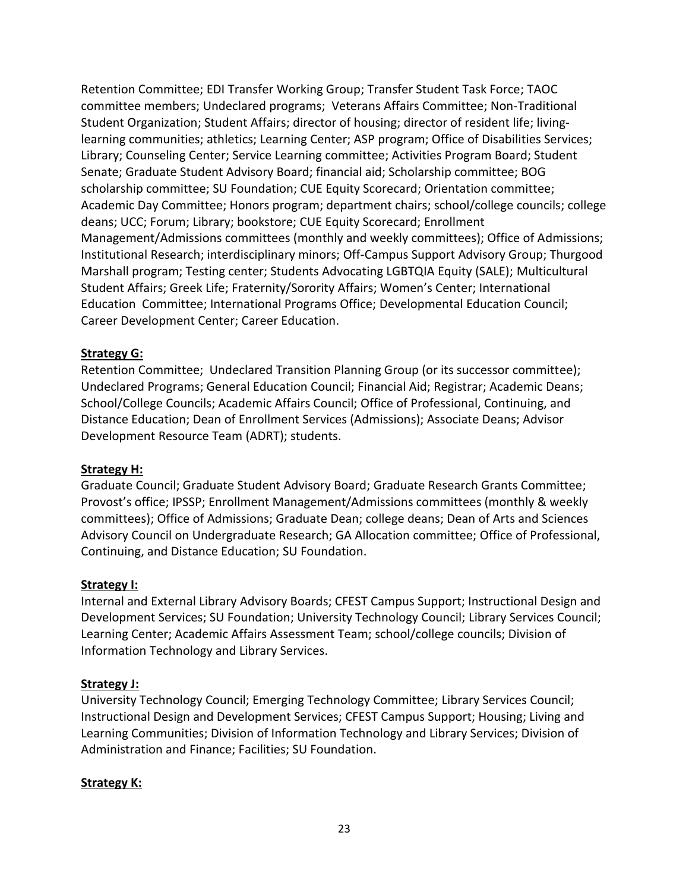Retention Committee; EDI Transfer Working Group; Transfer Student Task Force; TAOC committee members; Undeclared programs; Veterans Affairs Committee; Non-Traditional Student Organization; Student Affairs; director of housing; director of resident life; living-learning communities; athletics; Learning Center; ASP program; Office of Disabilities Services; Library; Counseling Center; Service Learning committee; Activities Program Board; Student Senate; Graduate Student Advisory Board; financial aid; Scholarship committee; BOG scholarship committee; SU Foundation; CUE Equity Scorecard; Orientation committee; Academic Day Committee; Honors program; department chairs; school/college councils; college deans; UCC; Forum; Library; bookstore; CUE Equity Scorecard; Enrollment Management/Admissions committees (monthly and weekly committees); Office of Admissions; Institutional Research; interdisciplinary minors; Off-Campus Support Advisory Group; Thurgood Marshall program; Testing center; Students Advocating LGBTQIA Equity (SALE); Multicultural Student Affairs; Greek Life; Fraternity/Sorority Affairs; Women's Center; International Education Committee; International Programs Office; Developmental Education Council; Career Development Center; Career Education.

**Strategy G:**
Retention Committee; Undeclared Transition Planning Group (or its successor committee); Undeclared Programs; General Education Council; Financial Aid; Registrar; Academic Deans; School/College Councils; Academic Affairs Council; Office of Professional, Continuing, and Distance Education; Dean of Enrollment Services (Admissions); Associate Deans; Advisor Development Resource Team (ADRT); students.

**Strategy H:**
Graduate Council; Graduate Student Advisory Board; Graduate Research Grants Committee; Provost's office; IPSSP; Enrollment Management/Admissions committees (monthly & weekly committees); Office of Admissions; Graduate Dean; college deans; Dean of Arts and Sciences Advisory Council on Undergraduate Research; GA Allocation committee; Office of Professional, Continuing, and Distance Education; SU Foundation.

**Strategy I:**
Internal and External Library Advisory Boards; CFEST Campus Support; Instructional Design and Development Services; SU Foundation; University Technology Council; Library Services Council; Learning Center; Academic Affairs Assessment Team; school/college councils; Division of Information Technology and Library Services.

**Strategy J:**
University Technology Council; Emerging Technology Committee; Library Services Council; Instructional Design and Development Services; CFEST Campus Support; Housing; Living and Learning Communities; Division of Information Technology and Library Services; Division of Administration and Finance; Facilities; SU Foundation.

**Strategy K:**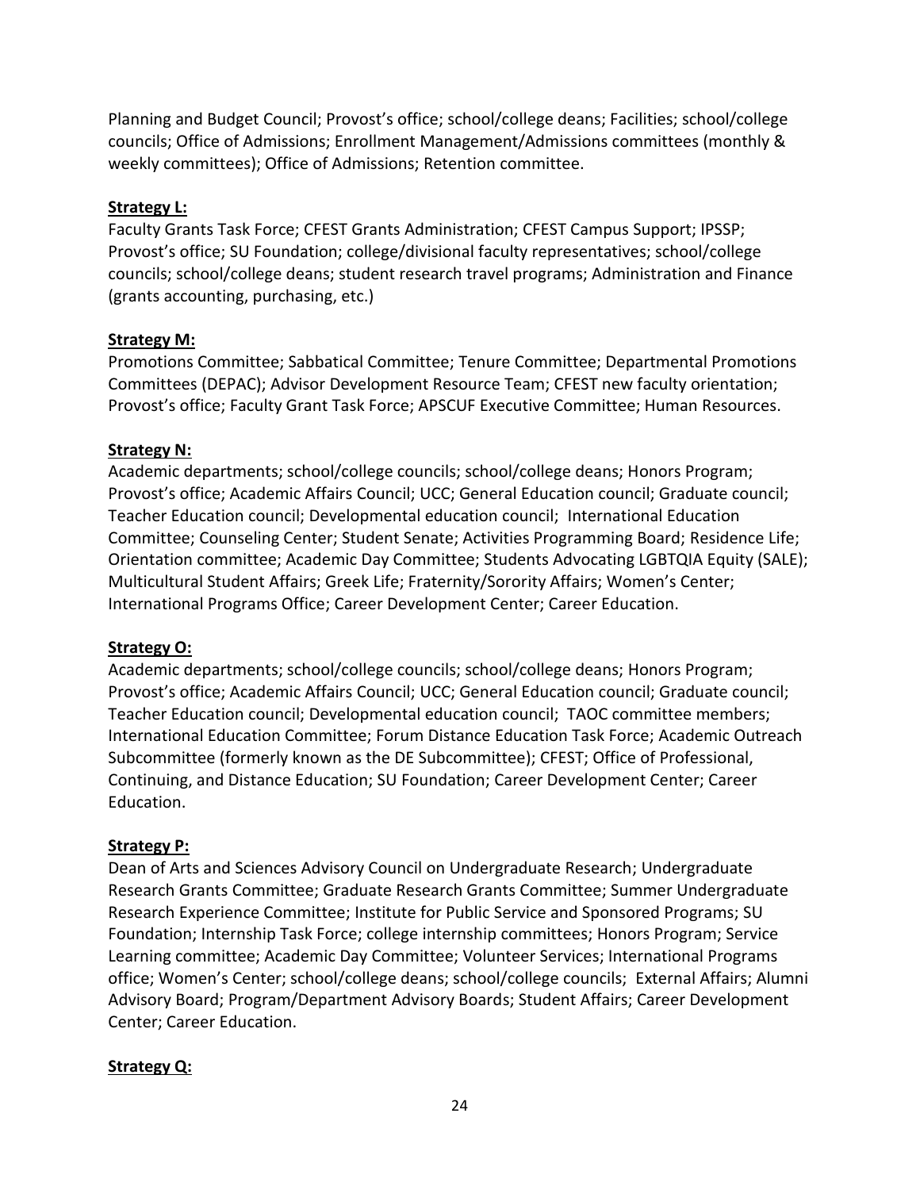Planning and Budget Council; Provost's office; school/college deans; Facilities; school/college councils; Office of Admissions; Enrollment Management/Admissions committees (monthly & weekly committees); Office of Admissions; Retention committee.

**Strategy L:**

Faculty Grants Task Force; CFEST Grants Administration; CFEST Campus Support; IPSSP; Provost's office; SU Foundation; college/divisional faculty representatives; school/college councils; school/college deans; student research travel programs; Administration and Finance (grants accounting, purchasing, etc.)

**Strategy M:**

Promotions Committee; Sabbatical Committee; Tenure Committee; Departmental Promotions Committees (DEPAC); Advisor Development Resource Team; CFEST new faculty orientation; Provost's office; Faculty Grant Task Force; APSCUF Executive Committee; Human Resources.

**Strategy N:**

Academic departments; school/college councils; school/college deans; Honors Program; Provost's office; Academic Affairs Council; UCC; General Education council; Graduate council; Teacher Education council; Developmental education council; International Education Committee; Counseling Center; Student Senate; Activities Programming Board; Residence Life; Orientation committee; Academic Day Committee; Students Advocating LGBTQIA Equity (SALE); Multicultural Student Affairs; Greek Life; Fraternity/Sorority Affairs; Women's Center; International Programs Office; Career Development Center; Career Education.

**Strategy O:**

Academic departments; school/college councils; school/college deans; Honors Program; Provost's office; Academic Affairs Council; UCC; General Education council; Graduate council; Teacher Education council; Developmental education council; TAOC committee members; International Education Committee; Forum Distance Education Task Force; Academic Outreach Subcommittee (formerly known as the DE Subcommittee); CFEST; Office of Professional, Continuing, and Distance Education; SU Foundation; Career Development Center; Career Education.

**Strategy P:**

Dean of Arts and Sciences Advisory Council on Undergraduate Research; Undergraduate Research Grants Committee; Graduate Research Grants Committee; Summer Undergraduate Research Experience Committee; Institute for Public Service and Sponsored Programs; SU Foundation; Internship Task Force; college internship committees; Honors Program; Service Learning committee; Academic Day Committee; Volunteer Services; International Programs office; Women's Center; school/college deans; school/college councils; External Affairs; Alumni Advisory Board; Program/Department Advisory Boards; Student Affairs; Career Development Center; Career Education.

**Strategy Q:**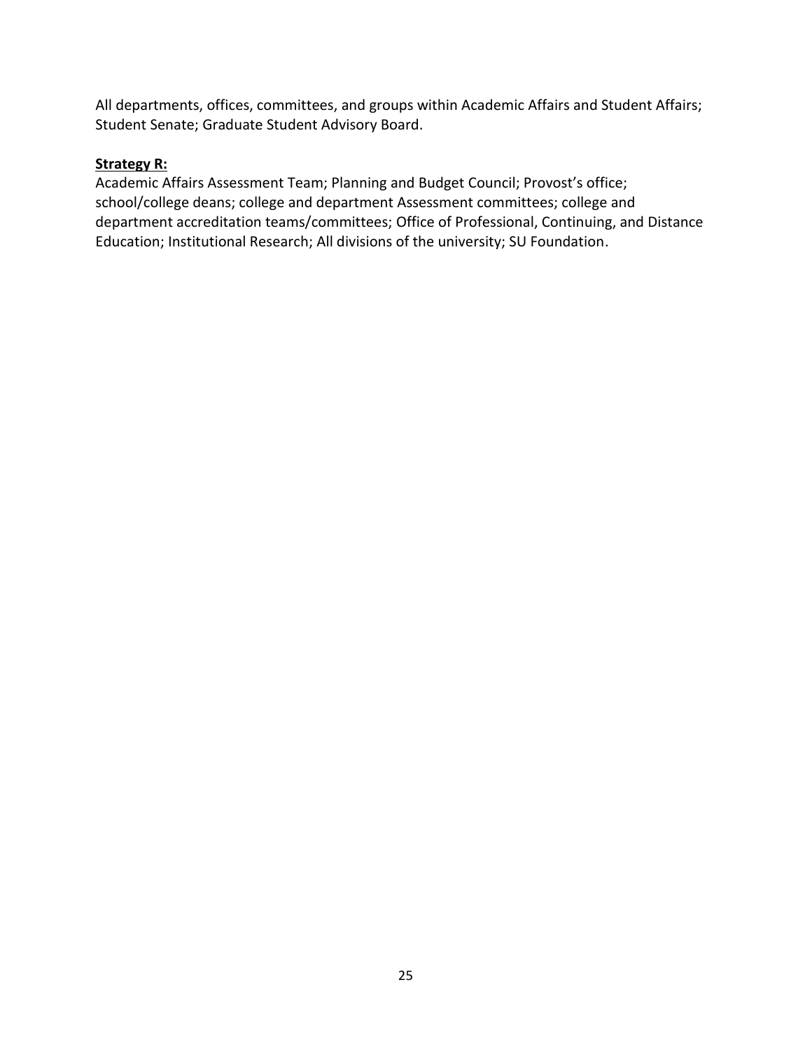All departments, offices, committees, and groups within Academic Affairs and Student Affairs; Student Senate; Graduate Student Advisory Board.

**Strategy R:**

Academic Affairs Assessment Team; Planning and Budget Council; Provost's office; school/college deans; college and department Assessment committees; college and department accreditation teams/committees; Office of Professional, Continuing, and Distance Education; Institutional Research; All divisions of the university; SU Foundation.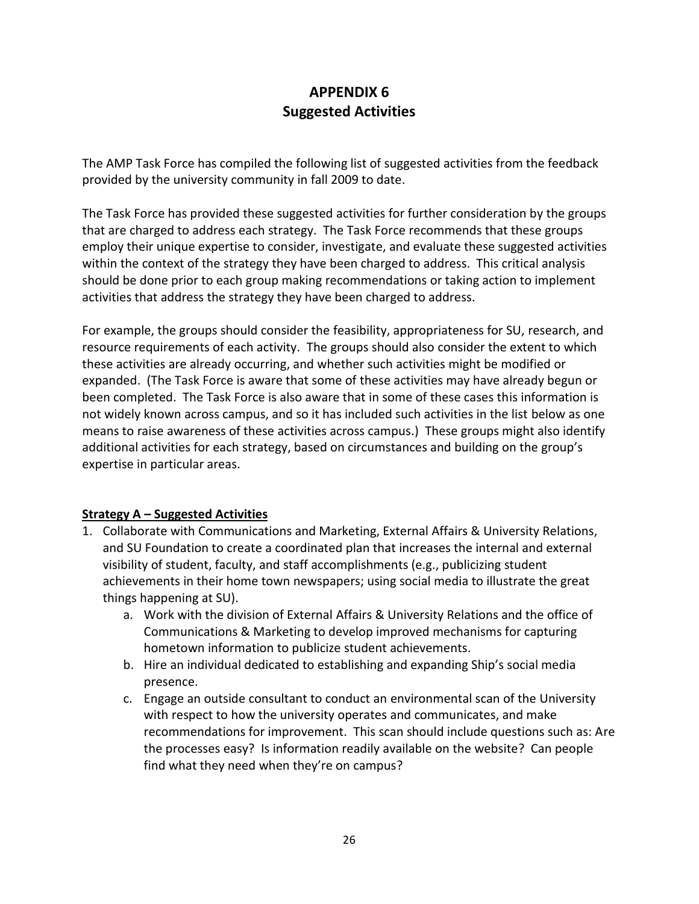# APPENDIX 6
## Suggested Activities

The AMP Task Force has compiled the following list of suggested activities from the feedback provided by the university community in fall 2009 to date.

The Task Force has provided these suggested activities for further consideration by the groups that are charged to address each strategy. The Task Force recommends that these groups employ their unique expertise to consider, investigate, and evaluate these suggested activities within the context of the strategy they have been charged to address. This critical analysis should be done prior to each group making recommendations or taking action to implement activities that address the strategy they have been charged to address.

For example, the groups should consider the feasibility, appropriateness for SU, research, and resource requirements of each activity. The groups should also consider the extent to which these activities are already occurring, and whether such activities might be modified or expanded. (The Task Force is aware that some of these activities may have already begun or been completed. The Task Force is also aware that in some of these cases this information is not widely known across campus, and so it has included such activities in the list below as one means to raise awareness of these activities across campus.) These groups might also identify additional activities for each strategy, based on circumstances and building on the group's expertise in particular areas.

**Strategy A – Suggested Activities**

1. Collaborate with Communications and Marketing, External Affairs & University Relations, and SU Foundation to create a coordinated plan that increases the internal and external visibility of student, faculty, and staff accomplishments (e.g., publicizing student achievements in their home town newspapers; using social media to illustrate the great things happening at SU).
   a. Work with the division of External Affairs & University Relations and the office of Communications & Marketing to develop improved mechanisms for capturing hometown information to publicize student achievements.
   b. Hire an individual dedicated to establishing and expanding Ship's social media presence.
   c. Engage an outside consultant to conduct an environmental scan of the University with respect to how the university operates and communicates, and make recommendations for improvement. This scan should include questions such as: Are the processes easy? Is information readily available on the website? Can people find what they need when they're on campus?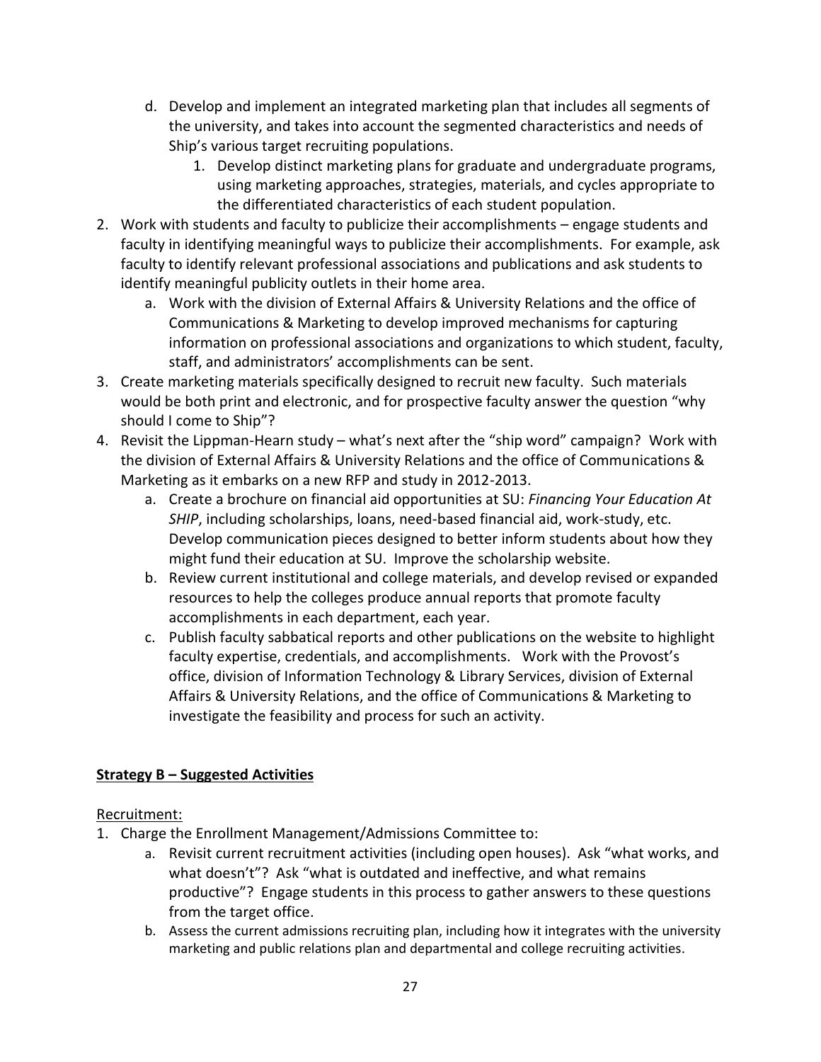d. Develop and implement an integrated marketing plan that includes all segments of the university, and takes into account the segmented characteristics and needs of Ship's various target recruiting populations.
      1. Develop distinct marketing plans for graduate and undergraduate programs, using marketing approaches, strategies, materials, and cycles appropriate to the differentiated characteristics of each student population.
2. Work with students and faculty to publicize their accomplishments – engage students and faculty in identifying meaningful ways to publicize their accomplishments. For example, ask faculty to identify relevant professional associations and publications and ask students to identify meaningful publicity outlets in their home area.
   a. Work with the division of External Affairs & University Relations and the office of Communications & Marketing to develop improved mechanisms for capturing information on professional associations and organizations to which student, faculty, staff, and administrators' accomplishments can be sent.
3. Create marketing materials specifically designed to recruit new faculty. Such materials would be both print and electronic, and for prospective faculty answer the question "why should I come to Ship"?
4. Revisit the Lippman-Hearn study – what's next after the "ship word" campaign? Work with the division of External Affairs & University Relations and the office of Communications & Marketing as it embarks on a new RFP and study in 2012-2013.
   a. Create a brochure on financial aid opportunities at SU: *Financing Your Education At SHIP*, including scholarships, loans, need-based financial aid, work-study, etc. Develop communication pieces designed to better inform students about how they might fund their education at SU. Improve the scholarship website.
   b. Review current institutional and college materials, and develop revised or expanded resources to help the colleges produce annual reports that promote faculty accomplishments in each department, each year.
   c. Publish faculty sabbatical reports and other publications on the website to highlight faculty expertise, credentials, and accomplishments. Work with the Provost's office, division of Information Technology & Library Services, division of External Affairs & University Relations, and the office of Communications & Marketing to investigate the feasibility and process for such an activity.

**<u>Strategy B – Suggested Activities</u>**

<u>Recruitment:</u>

1. Charge the Enrollment Management/Admissions Committee to:
   a. Revisit current recruitment activities (including open houses). Ask "what works, and what doesn't"? Ask "what is outdated and ineffective, and what remains productive"? Engage students in this process to gather answers to these questions from the target office.
   b. Assess the current admissions recruiting plan, including how it integrates with the university marketing and public relations plan and departmental and college recruiting activities.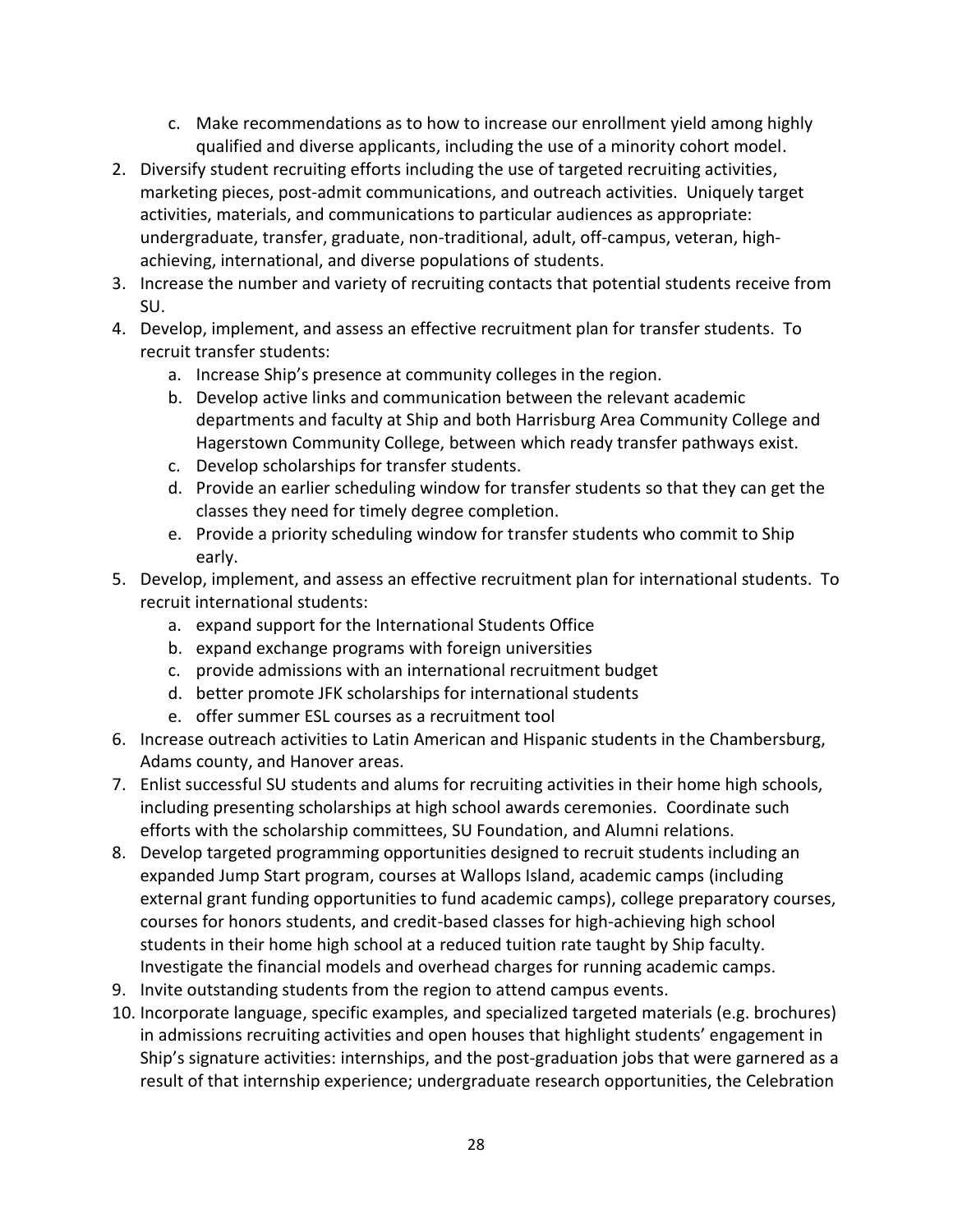c. Make recommendations as to how to increase our enrollment yield among highly qualified and diverse applicants, including the use of a minority cohort model.

2. Diversify student recruiting efforts including the use of targeted recruiting activities, marketing pieces, post-admit communications, and outreach activities. Uniquely target activities, materials, and communications to particular audiences as appropriate: undergraduate, transfer, graduate, non-traditional, adult, off-campus, veteran, high-achieving, international, and diverse populations of students.
3. Increase the number and variety of recruiting contacts that potential students receive from SU.
4. Develop, implement, and assess an effective recruitment plan for transfer students. To recruit transfer students:
    a. Increase Ship's presence at community colleges in the region.
    b. Develop active links and communication between the relevant academic departments and faculty at Ship and both Harrisburg Area Community College and Hagerstown Community College, between which ready transfer pathways exist.
    c. Develop scholarships for transfer students.
    d. Provide an earlier scheduling window for transfer students so that they can get the classes they need for timely degree completion.
    e. Provide a priority scheduling window for transfer students who commit to Ship early.
5. Develop, implement, and assess an effective recruitment plan for international students. To recruit international students:
    a. expand support for the International Students Office
    b. expand exchange programs with foreign universities
    c. provide admissions with an international recruitment budget
    d. better promote JFK scholarships for international students
    e. offer summer ESL courses as a recruitment tool
6. Increase outreach activities to Latin American and Hispanic students in the Chambersburg, Adams county, and Hanover areas.
7. Enlist successful SU students and alums for recruiting activities in their home high schools, including presenting scholarships at high school awards ceremonies. Coordinate such efforts with the scholarship committees, SU Foundation, and Alumni relations.
8. Develop targeted programming opportunities designed to recruit students including an expanded Jump Start program, courses at Wallops Island, academic camps (including external grant funding opportunities to fund academic camps), college preparatory courses, courses for honors students, and credit-based classes for high-achieving high school students in their home high school at a reduced tuition rate taught by Ship faculty. Investigate the financial models and overhead charges for running academic camps.
9. Invite outstanding students from the region to attend campus events.
10. Incorporate language, specific examples, and specialized targeted materials (e.g. brochures) in admissions recruiting activities and open houses that highlight students' engagement in Ship's signature activities: internships, and the post-graduation jobs that were garnered as a result of that internship experience; undergraduate research opportunities, the Celebration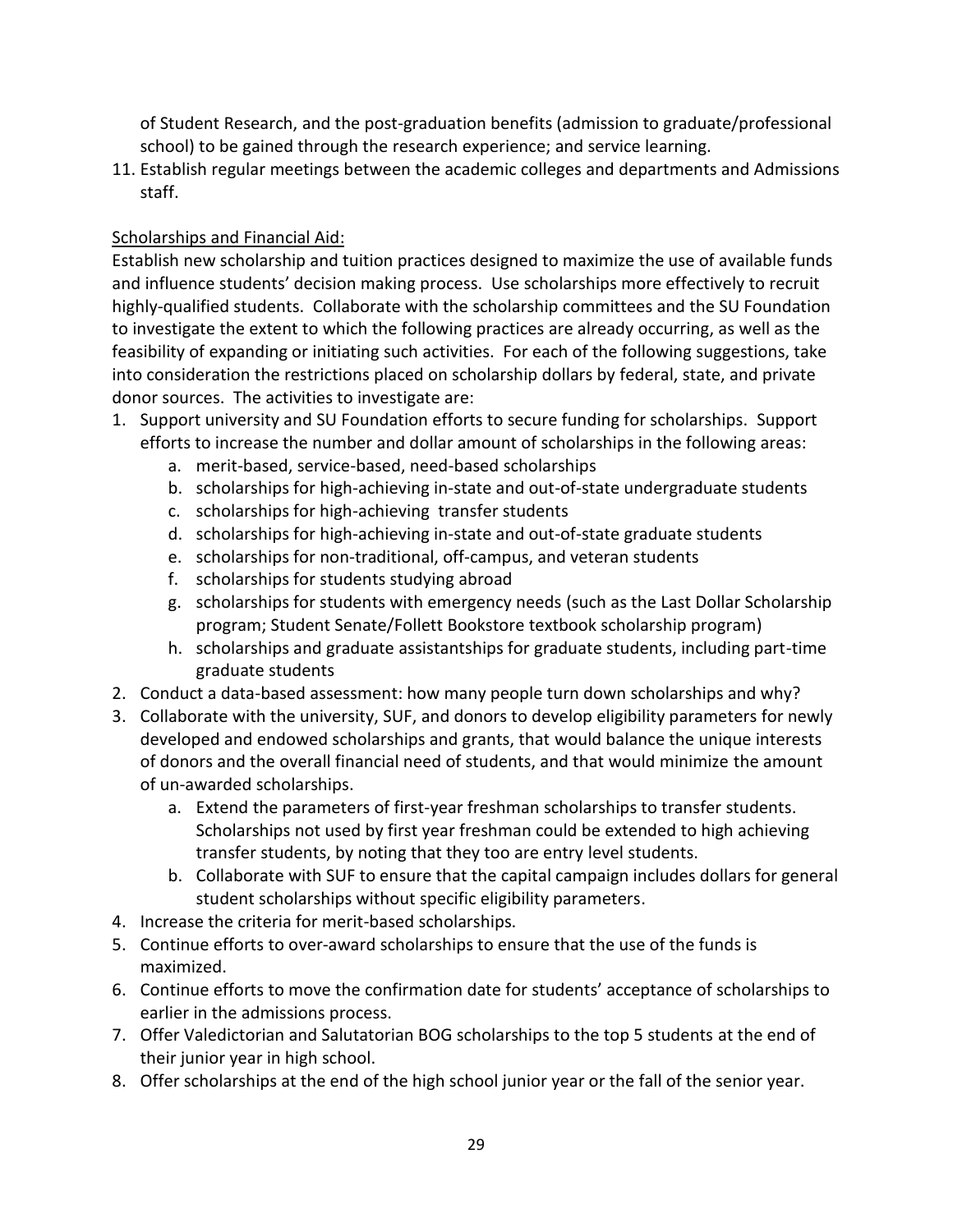of Student Research, and the post-graduation benefits (admission to graduate/professional school) to be gained through the research experience; and service learning.

11. Establish regular meetings between the academic colleges and departments and Admissions staff.

<u>Scholarships and Financial Aid:</u>

Establish new scholarship and tuition practices designed to maximize the use of available funds and influence students' decision making process. Use scholarships more effectively to recruit highly-qualified students. Collaborate with the scholarship committees and the SU Foundation to investigate the extent to which the following practices are already occurring, as well as the feasibility of expanding or initiating such activities. For each of the following suggestions, take into consideration the restrictions placed on scholarship dollars by federal, state, and private donor sources. The activities to investigate are:

1. Support university and SU Foundation efforts to secure funding for scholarships. Support efforts to increase the number and dollar amount of scholarships in the following areas:
    a. merit-based, service-based, need-based scholarships
    b. scholarships for high-achieving in-state and out-of-state undergraduate students
    c. scholarships for high-achieving transfer students
    d. scholarships for high-achieving in-state and out-of-state graduate students
    e. scholarships for non-traditional, off-campus, and veteran students
    f. scholarships for students studying abroad
    g. scholarships for students with emergency needs (such as the Last Dollar Scholarship program; Student Senate/Follett Bookstore textbook scholarship program)
    h. scholarships and graduate assistantships for graduate students, including part-time graduate students
2. Conduct a data-based assessment: how many people turn down scholarships and why?
3. Collaborate with the university, SUF, and donors to develop eligibility parameters for newly developed and endowed scholarships and grants, that would balance the unique interests of donors and the overall financial need of students, and that would minimize the amount of un-awarded scholarships.
    a. Extend the parameters of first-year freshman scholarships to transfer students. Scholarships not used by first year freshman could be extended to high achieving transfer students, by noting that they too are entry level students.
    b. Collaborate with SUF to ensure that the capital campaign includes dollars for general student scholarships without specific eligibility parameters.
4. Increase the criteria for merit-based scholarships.
5. Continue efforts to over-award scholarships to ensure that the use of the funds is maximized.
6. Continue efforts to move the confirmation date for students' acceptance of scholarships to earlier in the admissions process.
7. Offer Valedictorian and Salutatorian BOG scholarships to the top 5 students at the end of their junior year in high school.
8. Offer scholarships at the end of the high school junior year or the fall of the senior year.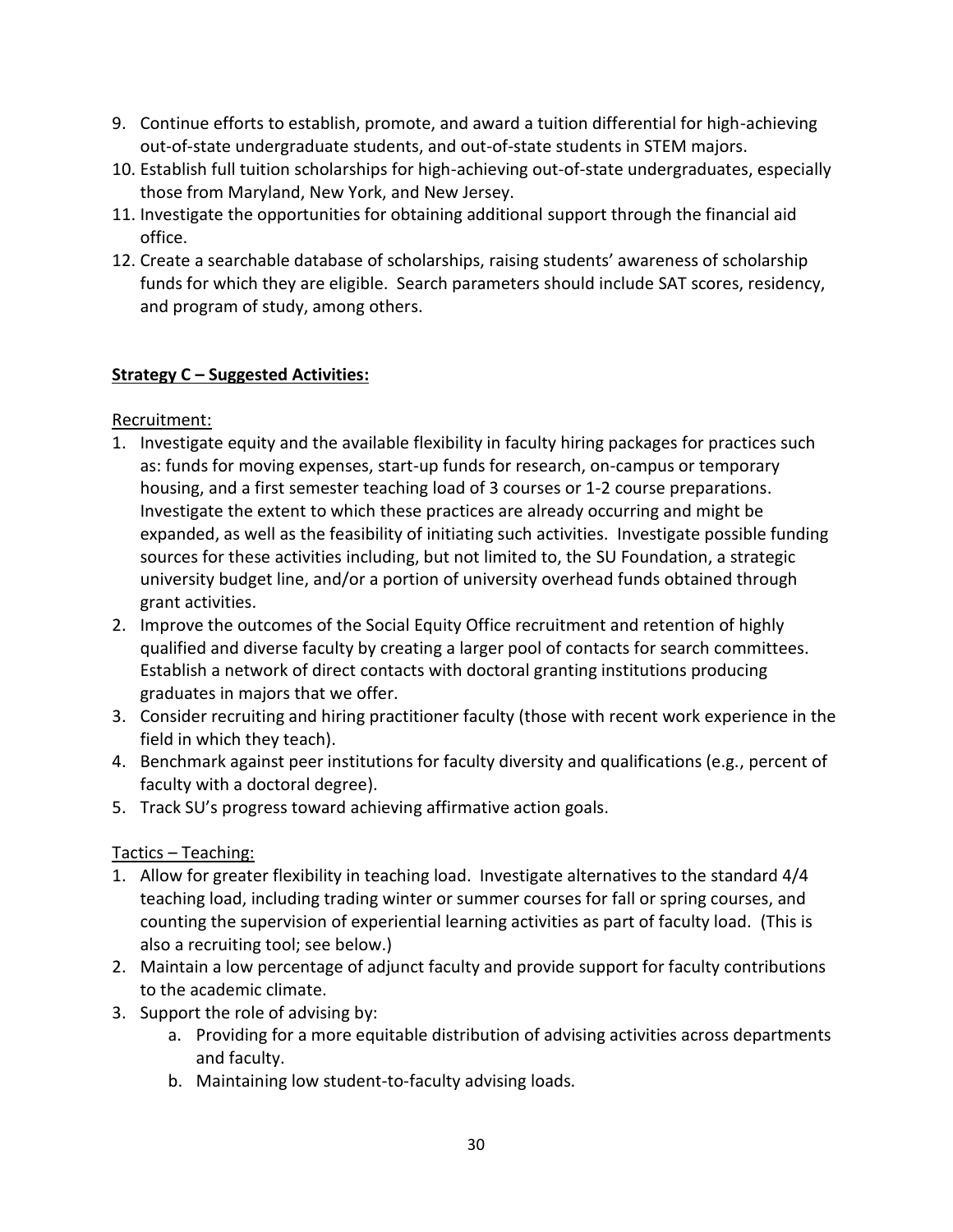9. Continue efforts to establish, promote, and award a tuition differential for high-achieving out-of-state undergraduate students, and out-of-state students in STEM majors.
10. Establish full tuition scholarships for high-achieving out-of-state undergraduates, especially those from Maryland, New York, and New Jersey.
11. Investigate the opportunities for obtaining additional support through the financial aid office.
12. Create a searchable database of scholarships, raising students' awareness of scholarship funds for which they are eligible. Search parameters should include SAT scores, residency, and program of study, among others.

**Strategy C – Suggested Activities:**

Recruitment:

1. Investigate equity and the available flexibility in faculty hiring packages for practices such as: funds for moving expenses, start-up funds for research, on-campus or temporary housing, and a first semester teaching load of 3 courses or 1-2 course preparations. Investigate the extent to which these practices are already occurring and might be expanded, as well as the feasibility of initiating such activities. Investigate possible funding sources for these activities including, but not limited to, the SU Foundation, a strategic university budget line, and/or a portion of university overhead funds obtained through grant activities.
2. Improve the outcomes of the Social Equity Office recruitment and retention of highly qualified and diverse faculty by creating a larger pool of contacts for search committees. Establish a network of direct contacts with doctoral granting institutions producing graduates in majors that we offer.
3. Consider recruiting and hiring practitioner faculty (those with recent work experience in the field in which they teach).
4. Benchmark against peer institutions for faculty diversity and qualifications (e.g., percent of faculty with a doctoral degree).
5. Track SU's progress toward achieving affirmative action goals.

Tactics – Teaching:

1. Allow for greater flexibility in teaching load. Investigate alternatives to the standard 4/4 teaching load, including trading winter or summer courses for fall or spring courses, and counting the supervision of experiential learning activities as part of faculty load. (This is also a recruiting tool; see below.)
2. Maintain a low percentage of adjunct faculty and provide support for faculty contributions to the academic climate.
3. Support the role of advising by:
    a. Providing for a more equitable distribution of advising activities across departments and faculty.
    b. Maintaining low student-to-faculty advising loads.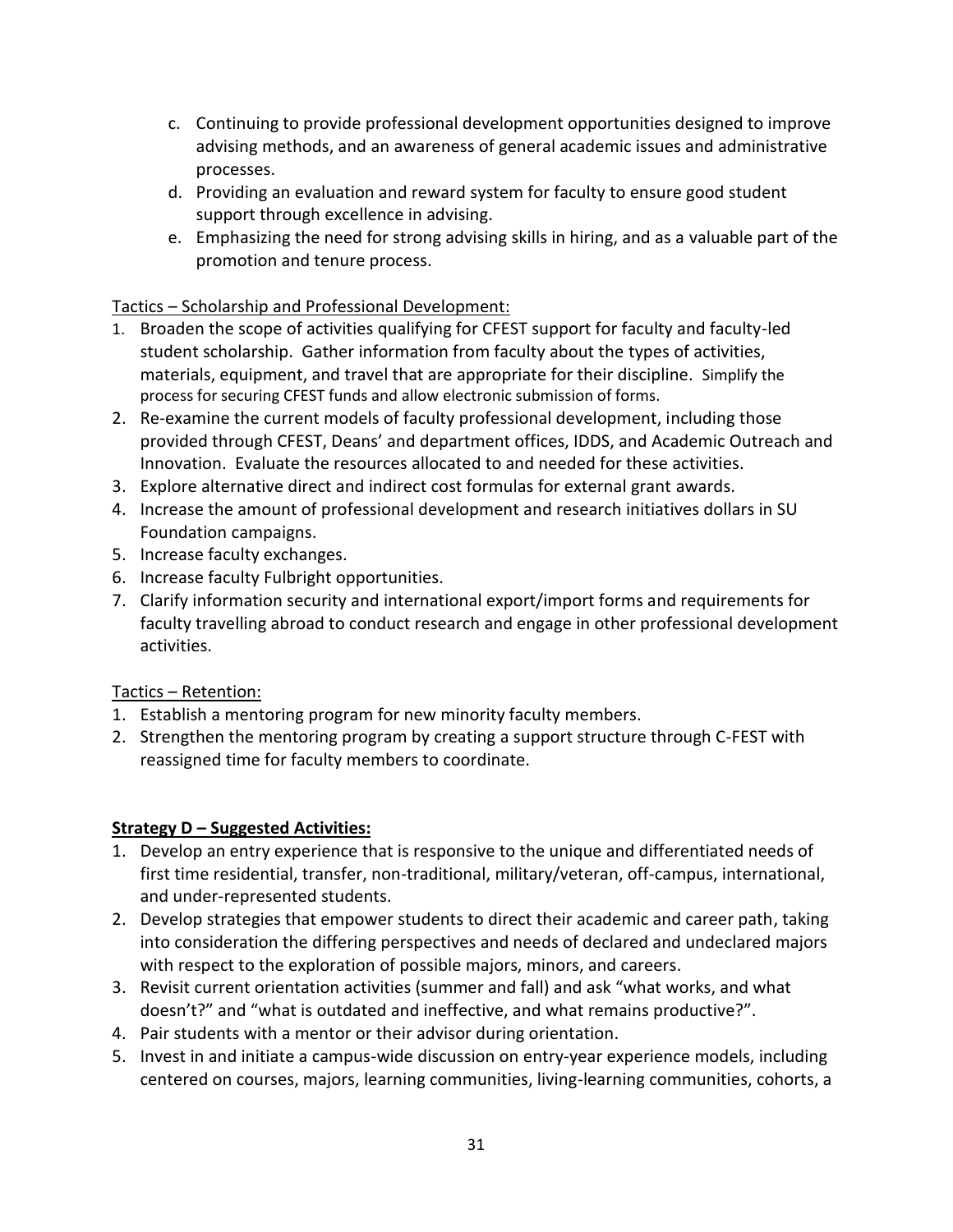c. Continuing to provide professional development opportunities designed to improve advising methods, and an awareness of general academic issues and administrative processes.
d. Providing an evaluation and reward system for faculty to ensure good student support through excellence in advising.
e. Emphasizing the need for strong advising skills in hiring, and as a valuable part of the promotion and tenure process.

<u>Tactics – Scholarship and Professional Development:</u>

1. Broaden the scope of activities qualifying for CFEST support for faculty and faculty-led student scholarship. Gather information from faculty about the types of activities, materials, equipment, and travel that are appropriate for their discipline. Simplify the process for securing CFEST funds and allow electronic submission of forms.
2. Re-examine the current models of faculty professional development, including those provided through CFEST, Deans' and department offices, IDDS, and Academic Outreach and Innovation. Evaluate the resources allocated to and needed for these activities.
3. Explore alternative direct and indirect cost formulas for external grant awards.
4. Increase the amount of professional development and research initiatives dollars in SU Foundation campaigns.
5. Increase faculty exchanges.
6. Increase faculty Fulbright opportunities.
7. Clarify information security and international export/import forms and requirements for faculty travelling abroad to conduct research and engage in other professional development activities.

<u>Tactics – Retention:</u>

1. Establish a mentoring program for new minority faculty members.
2. Strengthen the mentoring program by creating a support structure through C-FEST with reassigned time for faculty members to coordinate.

**<u>Strategy D – Suggested Activities:</u>**

1. Develop an entry experience that is responsive to the unique and differentiated needs of first time residential, transfer, non-traditional, military/veteran, off-campus, international, and under-represented students.
2. Develop strategies that empower students to direct their academic and career path, taking into consideration the differing perspectives and needs of declared and undeclared majors with respect to the exploration of possible majors, minors, and careers.
3. Revisit current orientation activities (summer and fall) and ask "what works, and what doesn't?" and "what is outdated and ineffective, and what remains productive?".
4. Pair students with a mentor or their advisor during orientation.
5. Invest in and initiate a campus-wide discussion on entry-year experience models, including centered on courses, majors, learning communities, living-learning communities, cohorts, a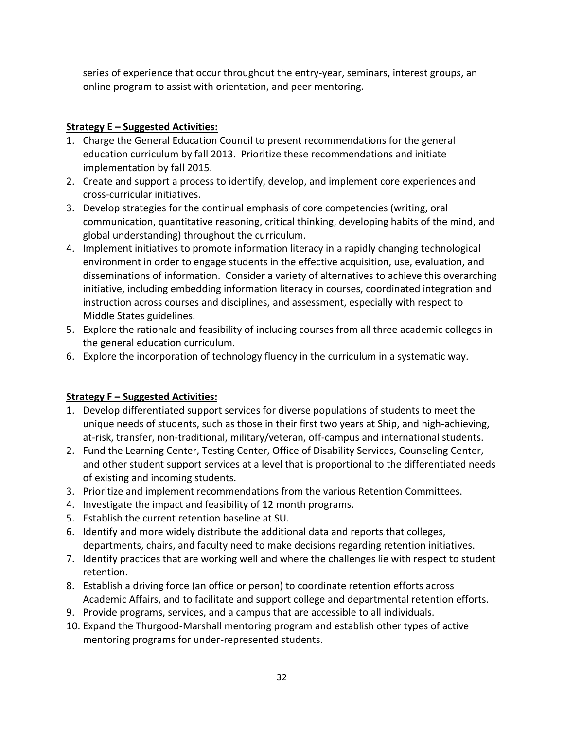series of experience that occur throughout the entry-year, seminars, interest groups, an online program to assist with orientation, and peer mentoring.

**Strategy E – Suggested Activities:**

1. Charge the General Education Council to present recommendations for the general education curriculum by fall 2013. Prioritize these recommendations and initiate implementation by fall 2015.
2. Create and support a process to identify, develop, and implement core experiences and cross-curricular initiatives.
3. Develop strategies for the continual emphasis of core competencies (writing, oral communication, quantitative reasoning, critical thinking, developing habits of the mind, and global understanding) throughout the curriculum.
4. Implement initiatives to promote information literacy in a rapidly changing technological environment in order to engage students in the effective acquisition, use, evaluation, and disseminations of information. Consider a variety of alternatives to achieve this overarching initiative, including embedding information literacy in courses, coordinated integration and instruction across courses and disciplines, and assessment, especially with respect to Middle States guidelines.
5. Explore the rationale and feasibility of including courses from all three academic colleges in the general education curriculum.
6. Explore the incorporation of technology fluency in the curriculum in a systematic way.

**Strategy F – Suggested Activities:**

1. Develop differentiated support services for diverse populations of students to meet the unique needs of students, such as those in their first two years at Ship, and high-achieving, at-risk, transfer, non-traditional, military/veteran, off-campus and international students.
2. Fund the Learning Center, Testing Center, Office of Disability Services, Counseling Center, and other student support services at a level that is proportional to the differentiated needs of existing and incoming students.
3. Prioritize and implement recommendations from the various Retention Committees.
4. Investigate the impact and feasibility of 12 month programs.
5. Establish the current retention baseline at SU.
6. Identify and more widely distribute the additional data and reports that colleges, departments, chairs, and faculty need to make decisions regarding retention initiatives.
7. Identify practices that are working well and where the challenges lie with respect to student retention.
8. Establish a driving force (an office or person) to coordinate retention efforts across Academic Affairs, and to facilitate and support college and departmental retention efforts.
9. Provide programs, services, and a campus that are accessible to all individuals.
10. Expand the Thurgood-Marshall mentoring program and establish other types of active mentoring programs for under-represented students.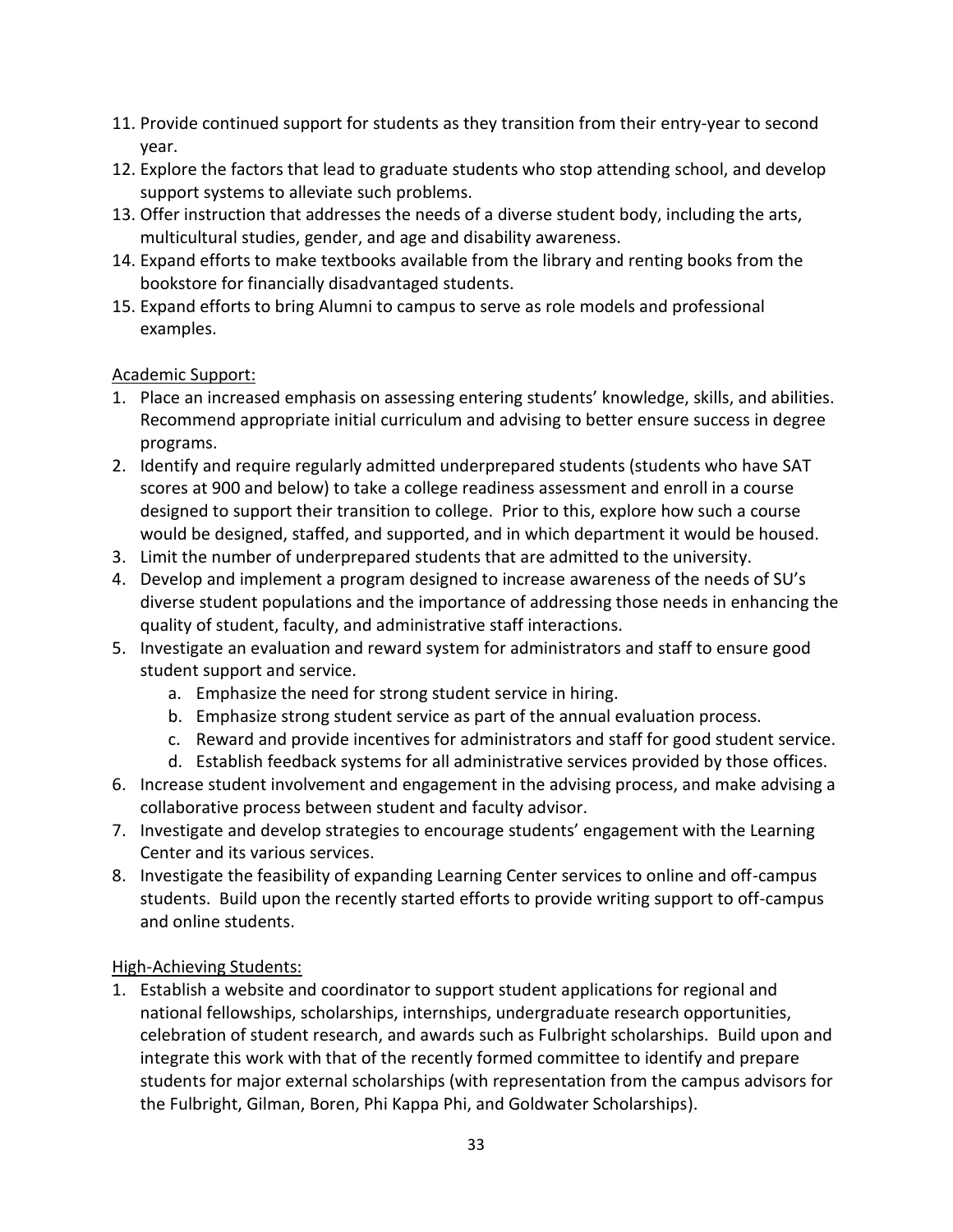11. Provide continued support for students as they transition from their entry-year to second year.
12. Explore the factors that lead to graduate students who stop attending school, and develop support systems to alleviate such problems.
13. Offer instruction that addresses the needs of a diverse student body, including the arts, multicultural studies, gender, and age and disability awareness.
14. Expand efforts to make textbooks available from the library and renting books from the bookstore for financially disadvantaged students.
15. Expand efforts to bring Alumni to campus to serve as role models and professional examples.

<u>Academic Support:</u>

1. Place an increased emphasis on assessing entering students' knowledge, skills, and abilities. Recommend appropriate initial curriculum and advising to better ensure success in degree programs.
2. Identify and require regularly admitted underprepared students (students who have SAT scores at 900 and below) to take a college readiness assessment and enroll in a course designed to support their transition to college. Prior to this, explore how such a course would be designed, staffed, and supported, and in which department it would be housed.
3. Limit the number of underprepared students that are admitted to the university.
4. Develop and implement a program designed to increase awareness of the needs of SU's diverse student populations and the importance of addressing those needs in enhancing the quality of student, faculty, and administrative staff interactions.
5. Investigate an evaluation and reward system for administrators and staff to ensure good student support and service.
    a. Emphasize the need for strong student service in hiring.
    b. Emphasize strong student service as part of the annual evaluation process.
    c. Reward and provide incentives for administrators and staff for good student service.
    d. Establish feedback systems for all administrative services provided by those offices.
6. Increase student involvement and engagement in the advising process, and make advising a collaborative process between student and faculty advisor.
7. Investigate and develop strategies to encourage students' engagement with the Learning Center and its various services.
8. Investigate the feasibility of expanding Learning Center services to online and off-campus students. Build upon the recently started efforts to provide writing support to off-campus and online students.

<u>High-Achieving Students:</u>

1. Establish a website and coordinator to support student applications for regional and national fellowships, scholarships, internships, undergraduate research opportunities, celebration of student research, and awards such as Fulbright scholarships. Build upon and integrate this work with that of the recently formed committee to identify and prepare students for major external scholarships (with representation from the campus advisors for the Fulbright, Gilman, Boren, Phi Kappa Phi, and Goldwater Scholarships).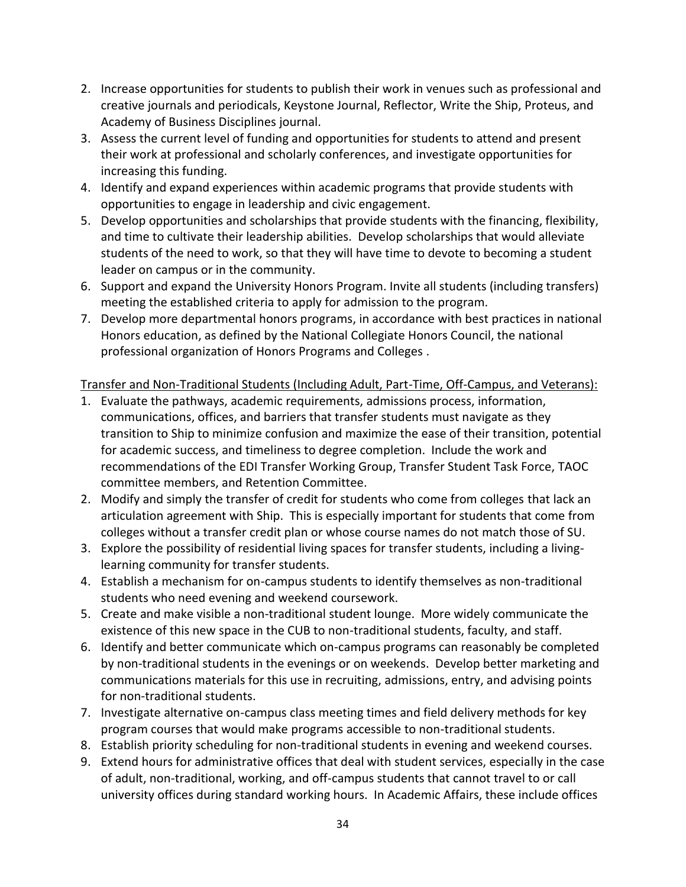2. Increase opportunities for students to publish their work in venues such as professional and creative journals and periodicals, Keystone Journal, Reflector, Write the Ship, Proteus, and Academy of Business Disciplines journal.
3. Assess the current level of funding and opportunities for students to attend and present their work at professional and scholarly conferences, and investigate opportunities for increasing this funding.
4. Identify and expand experiences within academic programs that provide students with opportunities to engage in leadership and civic engagement.
5. Develop opportunities and scholarships that provide students with the financing, flexibility, and time to cultivate their leadership abilities. Develop scholarships that would alleviate students of the need to work, so that they will have time to devote to becoming a student leader on campus or in the community.
6. Support and expand the University Honors Program. Invite all students (including transfers) meeting the established criteria to apply for admission to the program.
7. Develop more departmental honors programs, in accordance with best practices in national Honors education, as defined by the National Collegiate Honors Council, the national professional organization of Honors Programs and Colleges .

<u>Transfer and Non-Traditional Students (Including Adult, Part-Time, Off-Campus, and Veterans):</u>

1. Evaluate the pathways, academic requirements, admissions process, information, communications, offices, and barriers that transfer students must navigate as they transition to Ship to minimize confusion and maximize the ease of their transition, potential for academic success, and timeliness to degree completion. Include the work and recommendations of the EDI Transfer Working Group, Transfer Student Task Force, TAOC committee members, and Retention Committee.
2. Modify and simply the transfer of credit for students who come from colleges that lack an articulation agreement with Ship. This is especially important for students that come from colleges without a transfer credit plan or whose course names do not match those of SU.
3. Explore the possibility of residential living spaces for transfer students, including a living-learning community for transfer students.
4. Establish a mechanism for on-campus students to identify themselves as non-traditional students who need evening and weekend coursework.
5. Create and make visible a non-traditional student lounge. More widely communicate the existence of this new space in the CUB to non-traditional students, faculty, and staff.
6. Identify and better communicate which on-campus programs can reasonably be completed by non-traditional students in the evenings or on weekends. Develop better marketing and communications materials for this use in recruiting, admissions, entry, and advising points for non-traditional students.
7. Investigate alternative on-campus class meeting times and field delivery methods for key program courses that would make programs accessible to non-traditional students.
8. Establish priority scheduling for non-traditional students in evening and weekend courses.
9. Extend hours for administrative offices that deal with student services, especially in the case of adult, non-traditional, working, and off-campus students that cannot travel to or call university offices during standard working hours. In Academic Affairs, these include offices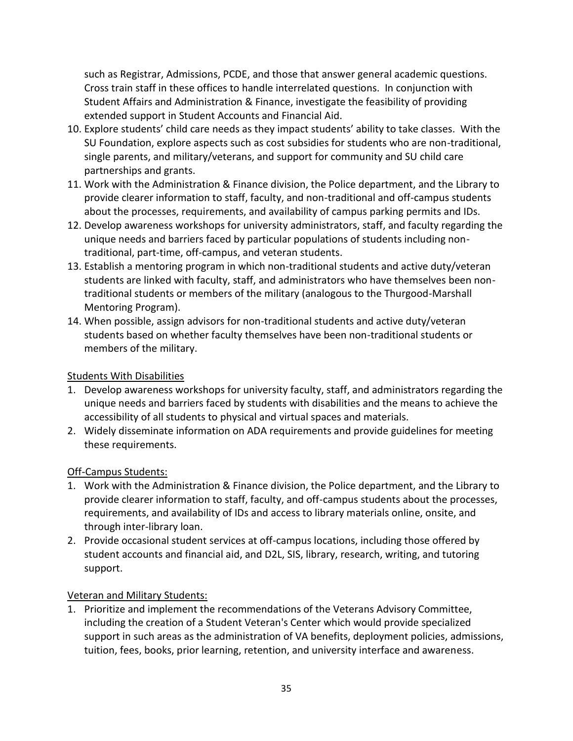such as Registrar, Admissions, PCDE, and those that answer general academic questions. Cross train staff in these offices to handle interrelated questions. In conjunction with Student Affairs and Administration & Finance, investigate the feasibility of providing extended support in Student Accounts and Financial Aid.

10. Explore students' child care needs as they impact students' ability to take classes. With the SU Foundation, explore aspects such as cost subsidies for students who are non-traditional, single parents, and military/veterans, and support for community and SU child care partnerships and grants.
11. Work with the Administration & Finance division, the Police department, and the Library to provide clearer information to staff, faculty, and non-traditional and off-campus students about the processes, requirements, and availability of campus parking permits and IDs.
12. Develop awareness workshops for university administrators, staff, and faculty regarding the unique needs and barriers faced by particular populations of students including non-traditional, part-time, off-campus, and veteran students.
13. Establish a mentoring program in which non-traditional students and active duty/veteran students are linked with faculty, staff, and administrators who have themselves been non-traditional students or members of the military (analogous to the Thurgood-Marshall Mentoring Program).
14. When possible, assign advisors for non-traditional students and active duty/veteran students based on whether faculty themselves have been non-traditional students or members of the military.

<u>Students With Disabilities</u>

1. Develop awareness workshops for university faculty, staff, and administrators regarding the unique needs and barriers faced by students with disabilities and the means to achieve the accessibility of all students to physical and virtual spaces and materials.
2. Widely disseminate information on ADA requirements and provide guidelines for meeting these requirements.

<u>Off-Campus Students:</u>

1. Work with the Administration & Finance division, the Police department, and the Library to provide clearer information to staff, faculty, and off-campus students about the processes, requirements, and availability of IDs and access to library materials online, onsite, and through inter-library loan.
2. Provide occasional student services at off-campus locations, including those offered by student accounts and financial aid, and D2L, SIS, library, research, writing, and tutoring support.

<u>Veteran and Military Students:</u>

1. Prioritize and implement the recommendations of the Veterans Advisory Committee, including the creation of a Student Veteran's Center which would provide specialized support in such areas as the administration of VA benefits, deployment policies, admissions, tuition, fees, books, prior learning, retention, and university interface and awareness.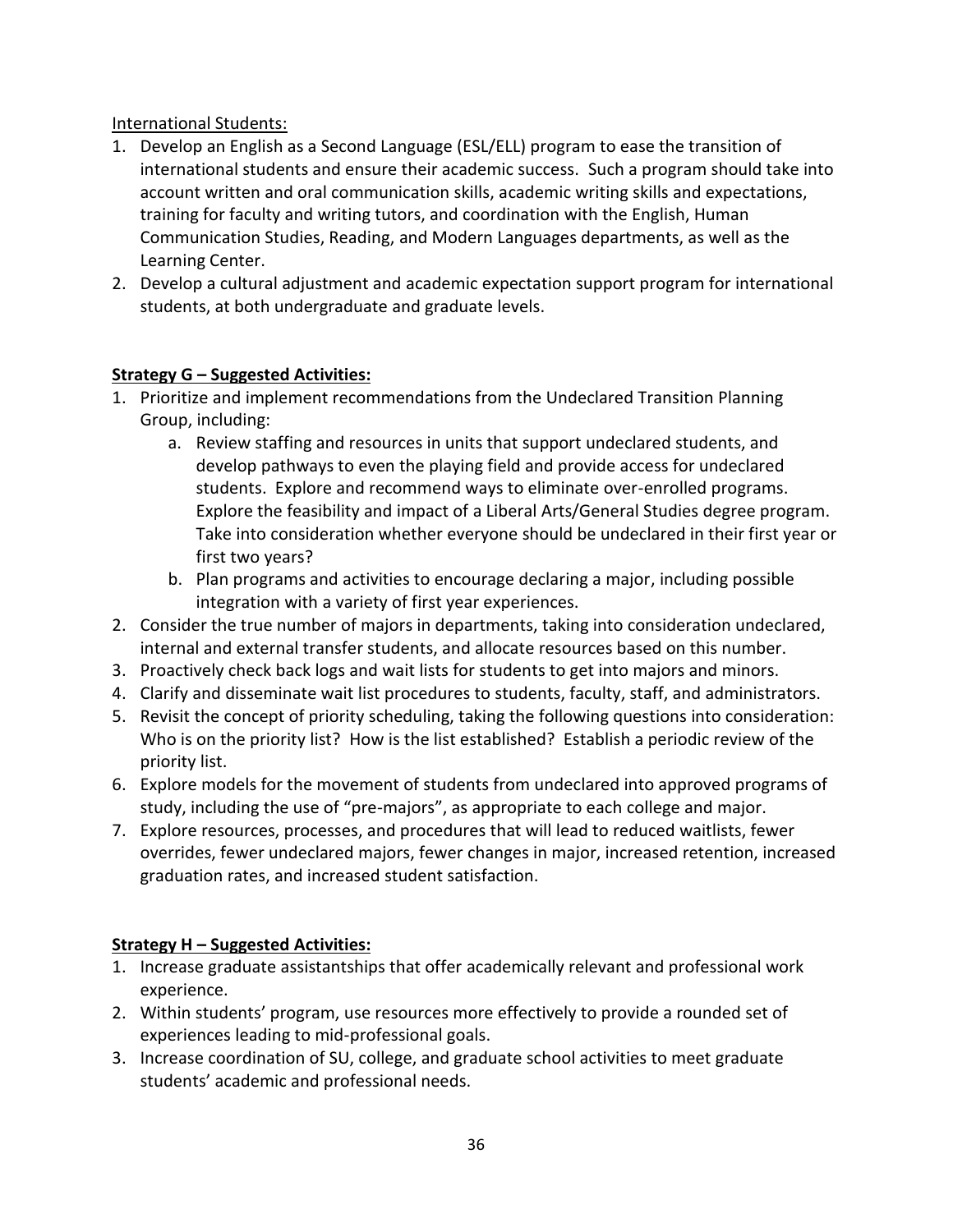International Students:

1. Develop an English as a Second Language (ESL/ELL) program to ease the transition of international students and ensure their academic success. Such a program should take into account written and oral communication skills, academic writing skills and expectations, training for faculty and writing tutors, and coordination with the English, Human Communication Studies, Reading, and Modern Languages departments, as well as the Learning Center.
2. Develop a cultural adjustment and academic expectation support program for international students, at both undergraduate and graduate levels.

**Strategy G – Suggested Activities:**

1. Prioritize and implement recommendations from the Undeclared Transition Planning Group, including:
    a. Review staffing and resources in units that support undeclared students, and develop pathways to even the playing field and provide access for undeclared students. Explore and recommend ways to eliminate over-enrolled programs. Explore the feasibility and impact of a Liberal Arts/General Studies degree program. Take into consideration whether everyone should be undeclared in their first year or first two years?
    b. Plan programs and activities to encourage declaring a major, including possible integration with a variety of first year experiences.
2. Consider the true number of majors in departments, taking into consideration undeclared, internal and external transfer students, and allocate resources based on this number.
3. Proactively check back logs and wait lists for students to get into majors and minors.
4. Clarify and disseminate wait list procedures to students, faculty, staff, and administrators.
5. Revisit the concept of priority scheduling, taking the following questions into consideration: Who is on the priority list? How is the list established? Establish a periodic review of the priority list.
6. Explore models for the movement of students from undeclared into approved programs of study, including the use of "pre-majors", as appropriate to each college and major.
7. Explore resources, processes, and procedures that will lead to reduced waitlists, fewer overrides, fewer undeclared majors, fewer changes in major, increased retention, increased graduation rates, and increased student satisfaction.

**Strategy H – Suggested Activities:**

1. Increase graduate assistantships that offer academically relevant and professional work experience.
2. Within students' program, use resources more effectively to provide a rounded set of experiences leading to mid-professional goals.
3. Increase coordination of SU, college, and graduate school activities to meet graduate students' academic and professional needs.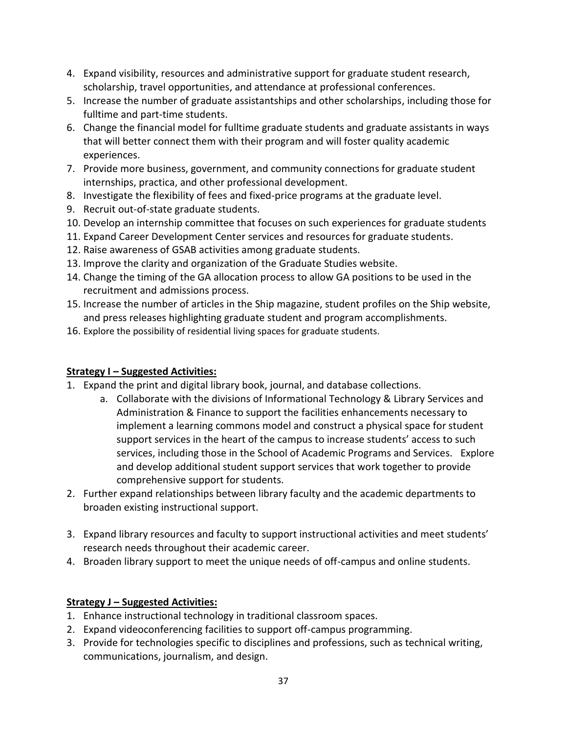4. Expand visibility, resources and administrative support for graduate student research, scholarship, travel opportunities, and attendance at professional conferences.
5. Increase the number of graduate assistantships and other scholarships, including those for fulltime and part-time students.
6. Change the financial model for fulltime graduate students and graduate assistants in ways that will better connect them with their program and will foster quality academic experiences.
7. Provide more business, government, and community connections for graduate student internships, practica, and other professional development.
8. Investigate the flexibility of fees and fixed-price programs at the graduate level.
9. Recruit out-of-state graduate students.
10. Develop an internship committee that focuses on such experiences for graduate students
11. Expand Career Development Center services and resources for graduate students.
12. Raise awareness of GSAB activities among graduate students.
13. Improve the clarity and organization of the Graduate Studies website.
14. Change the timing of the GA allocation process to allow GA positions to be used in the recruitment and admissions process.
15. Increase the number of articles in the Ship magazine, student profiles on the Ship website, and press releases highlighting graduate student and program accomplishments.
16. Explore the possibility of residential living spaces for graduate students.

**Strategy I – Suggested Activities:**

1. Expand the print and digital library book, journal, and database collections.
    a. Collaborate with the divisions of Informational Technology & Library Services and Administration & Finance to support the facilities enhancements necessary to implement a learning commons model and construct a physical space for student support services in the heart of the campus to increase students' access to such services, including those in the School of Academic Programs and Services. Explore and develop additional student support services that work together to provide comprehensive support for students.
2. Further expand relationships between library faculty and the academic departments to broaden existing instructional support.
3. Expand library resources and faculty to support instructional activities and meet students' research needs throughout their academic career.
4. Broaden library support to meet the unique needs of off-campus and online students.

**Strategy J – Suggested Activities:**

1. Enhance instructional technology in traditional classroom spaces.
2. Expand videoconferencing facilities to support off-campus programming.
3. Provide for technologies specific to disciplines and professions, such as technical writing, communications, journalism, and design.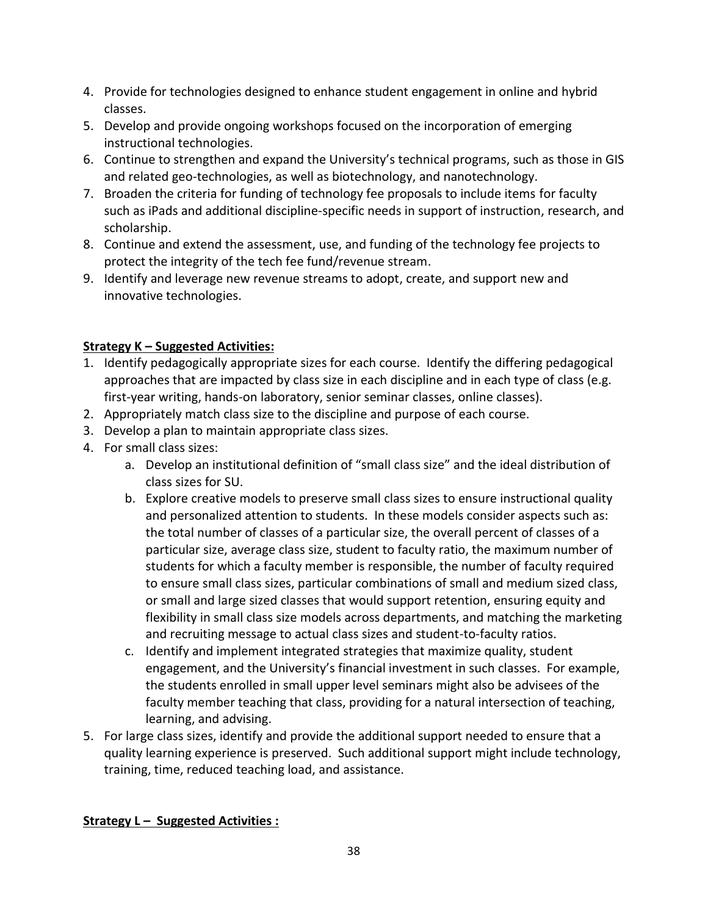4. Provide for technologies designed to enhance student engagement in online and hybrid classes.
5. Develop and provide ongoing workshops focused on the incorporation of emerging instructional technologies.
6. Continue to strengthen and expand the University's technical programs, such as those in GIS and related geo-technologies, as well as biotechnology, and nanotechnology.
7. Broaden the criteria for funding of technology fee proposals to include items for faculty such as iPads and additional discipline-specific needs in support of instruction, research, and scholarship.
8. Continue and extend the assessment, use, and funding of the technology fee projects to protect the integrity of the tech fee fund/revenue stream.
9. Identify and leverage new revenue streams to adopt, create, and support new and innovative technologies.

**<u>Strategy K – Suggested Activities:</u>**

1. Identify pedagogically appropriate sizes for each course. Identify the differing pedagogical approaches that are impacted by class size in each discipline and in each type of class (e.g. first-year writing, hands-on laboratory, senior seminar classes, online classes).
2. Appropriately match class size to the discipline and purpose of each course.
3. Develop a plan to maintain appropriate class sizes.
4. For small class sizes:
   a. Develop an institutional definition of "small class size" and the ideal distribution of class sizes for SU.
   b. Explore creative models to preserve small class sizes to ensure instructional quality and personalized attention to students. In these models consider aspects such as: the total number of classes of a particular size, the overall percent of classes of a particular size, average class size, student to faculty ratio, the maximum number of students for which a faculty member is responsible, the number of faculty required to ensure small class sizes, particular combinations of small and medium sized class, or small and large sized classes that would support retention, ensuring equity and flexibility in small class size models across departments, and matching the marketing and recruiting message to actual class sizes and student-to-faculty ratios.
   c. Identify and implement integrated strategies that maximize quality, student engagement, and the University's financial investment in such classes. For example, the students enrolled in small upper level seminars might also be advisees of the faculty member teaching that class, providing for a natural intersection of teaching, learning, and advising.
5. For large class sizes, identify and provide the additional support needed to ensure that a quality learning experience is preserved. Such additional support might include technology, training, time, reduced teaching load, and assistance.

**<u>Strategy L – Suggested Activities :</u>**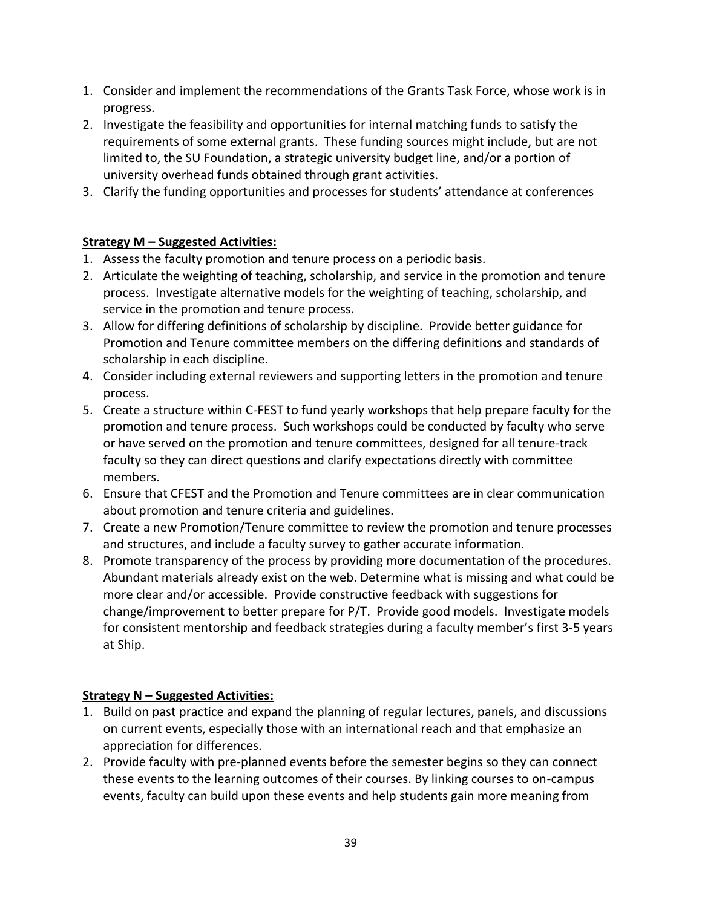1. Consider and implement the recommendations of the Grants Task Force, whose work is in progress.
2. Investigate the feasibility and opportunities for internal matching funds to satisfy the requirements of some external grants. These funding sources might include, but are not limited to, the SU Foundation, a strategic university budget line, and/or a portion of university overhead funds obtained through grant activities.
3. Clarify the funding opportunities and processes for students' attendance at conferences

**Strategy M – Suggested Activities:**

1. Assess the faculty promotion and tenure process on a periodic basis.
2. Articulate the weighting of teaching, scholarship, and service in the promotion and tenure process. Investigate alternative models for the weighting of teaching, scholarship, and service in the promotion and tenure process.
3. Allow for differing definitions of scholarship by discipline. Provide better guidance for Promotion and Tenure committee members on the differing definitions and standards of scholarship in each discipline.
4. Consider including external reviewers and supporting letters in the promotion and tenure process.
5. Create a structure within C-FEST to fund yearly workshops that help prepare faculty for the promotion and tenure process. Such workshops could be conducted by faculty who serve or have served on the promotion and tenure committees, designed for all tenure-track faculty so they can direct questions and clarify expectations directly with committee members.
6. Ensure that CFEST and the Promotion and Tenure committees are in clear communication about promotion and tenure criteria and guidelines.
7. Create a new Promotion/Tenure committee to review the promotion and tenure processes and structures, and include a faculty survey to gather accurate information.
8. Promote transparency of the process by providing more documentation of the procedures. Abundant materials already exist on the web. Determine what is missing and what could be more clear and/or accessible. Provide constructive feedback with suggestions for change/improvement to better prepare for P/T. Provide good models. Investigate models for consistent mentorship and feedback strategies during a faculty member's first 3-5 years at Ship.

**Strategy N – Suggested Activities:**

1. Build on past practice and expand the planning of regular lectures, panels, and discussions on current events, especially those with an international reach and that emphasize an appreciation for differences.
2. Provide faculty with pre-planned events before the semester begins so they can connect these events to the learning outcomes of their courses. By linking courses to on-campus events, faculty can build upon these events and help students gain more meaning from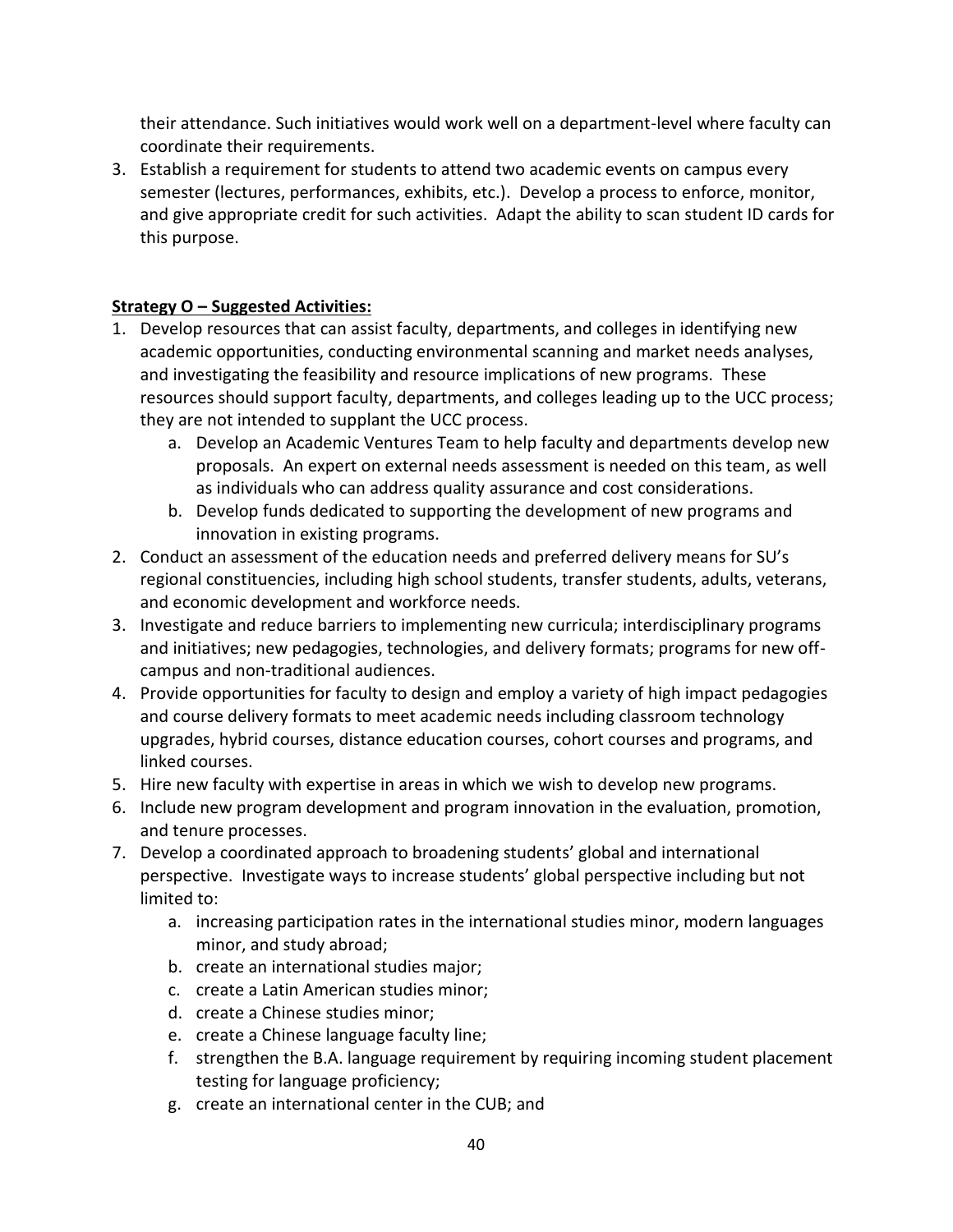their attendance. Such initiatives would work well on a department-level where faculty can coordinate their requirements.

3. Establish a requirement for students to attend two academic events on campus every semester (lectures, performances, exhibits, etc.). Develop a process to enforce, monitor, and give appropriate credit for such activities. Adapt the ability to scan student ID cards for this purpose.

**Strategy O – Suggested Activities:**

1. Develop resources that can assist faculty, departments, and colleges in identifying new academic opportunities, conducting environmental scanning and market needs analyses, and investigating the feasibility and resource implications of new programs. These resources should support faculty, departments, and colleges leading up to the UCC process; they are not intended to supplant the UCC process.
    a. Develop an Academic Ventures Team to help faculty and departments develop new proposals. An expert on external needs assessment is needed on this team, as well as individuals who can address quality assurance and cost considerations.
    b. Develop funds dedicated to supporting the development of new programs and innovation in existing programs.
2. Conduct an assessment of the education needs and preferred delivery means for SU's regional constituencies, including high school students, transfer students, adults, veterans, and economic development and workforce needs.
3. Investigate and reduce barriers to implementing new curricula; interdisciplinary programs and initiatives; new pedagogies, technologies, and delivery formats; programs for new off-campus and non-traditional audiences.
4. Provide opportunities for faculty to design and employ a variety of high impact pedagogies and course delivery formats to meet academic needs including classroom technology upgrades, hybrid courses, distance education courses, cohort courses and programs, and linked courses.
5. Hire new faculty with expertise in areas in which we wish to develop new programs.
6. Include new program development and program innovation in the evaluation, promotion, and tenure processes.
7. Develop a coordinated approach to broadening students' global and international perspective. Investigate ways to increase students' global perspective including but not limited to:
    a. increasing participation rates in the international studies minor, modern languages minor, and study abroad;
    b. create an international studies major;
    c. create a Latin American studies minor;
    d. create a Chinese studies minor;
    e. create a Chinese language faculty line;
    f. strengthen the B.A. language requirement by requiring incoming student placement testing for language proficiency;
    g. create an international center in the CUB; and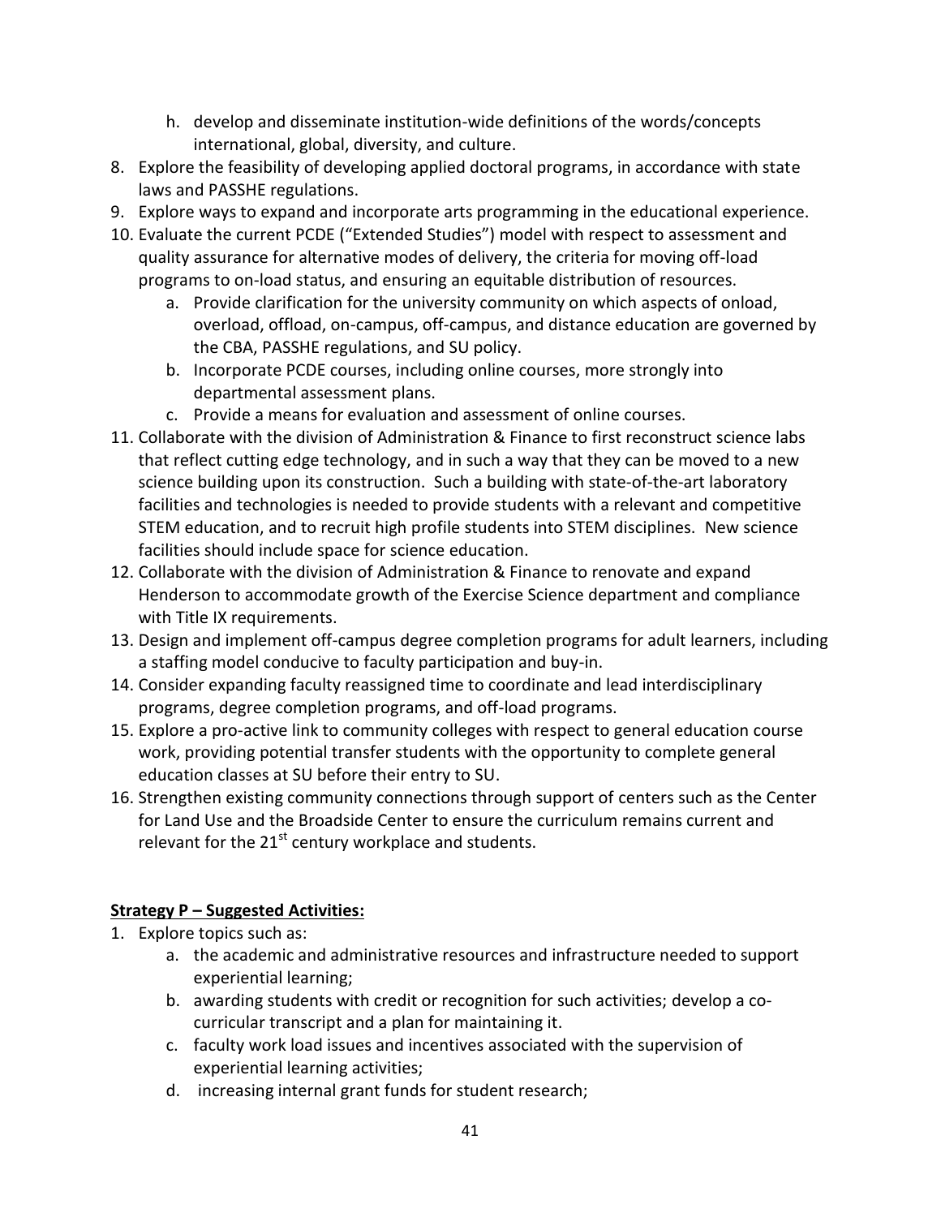h. develop and disseminate institution-wide definitions of the words/concepts international, global, diversity, and culture.

8. Explore the feasibility of developing applied doctoral programs, in accordance with state laws and PASSHE regulations.
9. Explore ways to expand and incorporate arts programming in the educational experience.
10. Evaluate the current PCDE ("Extended Studies") model with respect to assessment and quality assurance for alternative modes of delivery, the criteria for moving off-load programs to on-load status, and ensuring an equitable distribution of resources.
    a. Provide clarification for the university community on which aspects of onload, overload, offload, on-campus, off-campus, and distance education are governed by the CBA, PASSHE regulations, and SU policy.
    b. Incorporate PCDE courses, including online courses, more strongly into departmental assessment plans.
    c. Provide a means for evaluation and assessment of online courses.
11. Collaborate with the division of Administration & Finance to first reconstruct science labs that reflect cutting edge technology, and in such a way that they can be moved to a new science building upon its construction. Such a building with state-of-the-art laboratory facilities and technologies is needed to provide students with a relevant and competitive STEM education, and to recruit high profile students into STEM disciplines. New science facilities should include space for science education.
12. Collaborate with the division of Administration & Finance to renovate and expand Henderson to accommodate growth of the Exercise Science department and compliance with Title IX requirements.
13. Design and implement off-campus degree completion programs for adult learners, including a staffing model conducive to faculty participation and buy-in.
14. Consider expanding faculty reassigned time to coordinate and lead interdisciplinary programs, degree completion programs, and off-load programs.
15. Explore a pro-active link to community colleges with respect to general education course work, providing potential transfer students with the opportunity to complete general education classes at SU before their entry to SU.
16. Strengthen existing community connections through support of centers such as the Center for Land Use and the Broadside Center to ensure the curriculum remains current and relevant for the 21st century workplace and students.

**Strategy P – Suggested Activities:**

1. Explore topics such as:
    a. the academic and administrative resources and infrastructure needed to support experiential learning;
    b. awarding students with credit or recognition for such activities; develop a co-curricular transcript and a plan for maintaining it.
    c. faculty work load issues and incentives associated with the supervision of experiential learning activities;
    d. increasing internal grant funds for student research;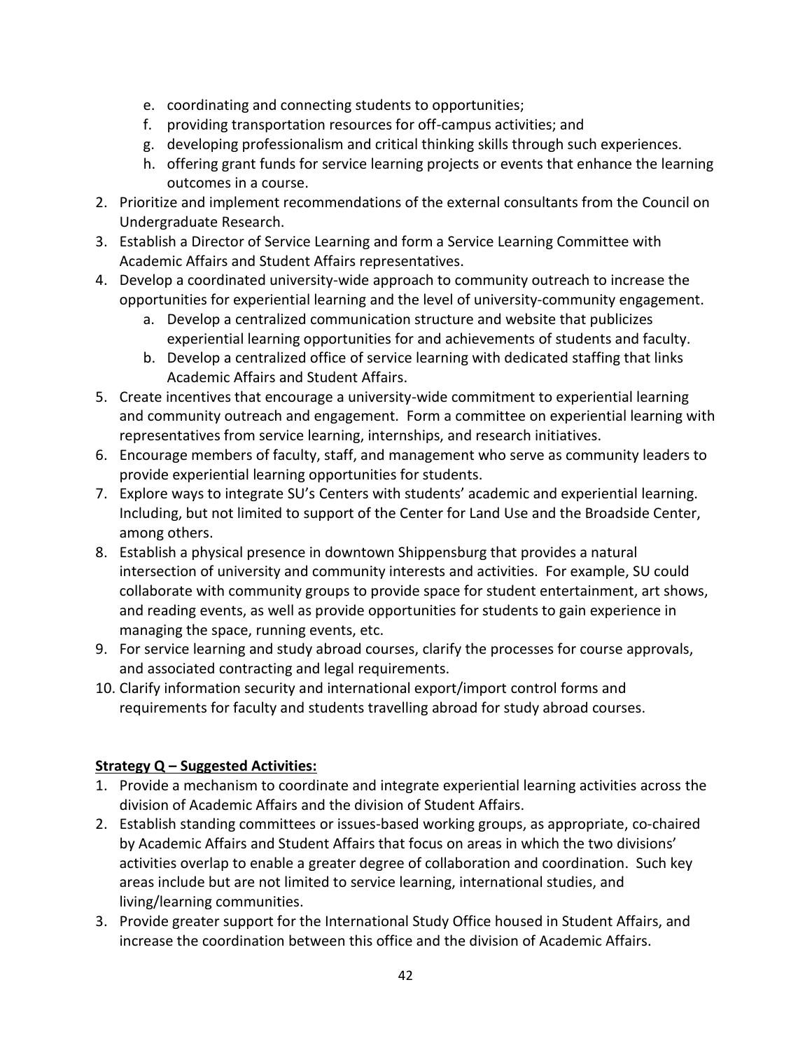e. coordinating and connecting students to opportunities;
   f. providing transportation resources for off-campus activities; and
   g. developing professionalism and critical thinking skills through such experiences.
   h. offering grant funds for service learning projects or events that enhance the learning outcomes in a course.
2. Prioritize and implement recommendations of the external consultants from the Council on Undergraduate Research.
3. Establish a Director of Service Learning and form a Service Learning Committee with Academic Affairs and Student Affairs representatives.
4. Develop a coordinated university-wide approach to community outreach to increase the opportunities for experiential learning and the level of university-community engagement.
   a. Develop a centralized communication structure and website that publicizes experiential learning opportunities for and achievements of students and faculty.
   b. Develop a centralized office of service learning with dedicated staffing that links Academic Affairs and Student Affairs.
5. Create incentives that encourage a university-wide commitment to experiential learning and community outreach and engagement. Form a committee on experiential learning with representatives from service learning, internships, and research initiatives.
6. Encourage members of faculty, staff, and management who serve as community leaders to provide experiential learning opportunities for students.
7. Explore ways to integrate SU's Centers with students' academic and experiential learning. Including, but not limited to support of the Center for Land Use and the Broadside Center, among others.
8. Establish a physical presence in downtown Shippensburg that provides a natural intersection of university and community interests and activities. For example, SU could collaborate with community groups to provide space for student entertainment, art shows, and reading events, as well as provide opportunities for students to gain experience in managing the space, running events, etc.
9. For service learning and study abroad courses, clarify the processes for course approvals, and associated contracting and legal requirements.
10. Clarify information security and international export/import control forms and requirements for faculty and students travelling abroad for study abroad courses.

**<u>Strategy Q – Suggested Activities:</u>**

1. Provide a mechanism to coordinate and integrate experiential learning activities across the division of Academic Affairs and the division of Student Affairs.
2. Establish standing committees or issues-based working groups, as appropriate, co-chaired by Academic Affairs and Student Affairs that focus on areas in which the two divisions' activities overlap to enable a greater degree of collaboration and coordination. Such key areas include but are not limited to service learning, international studies, and living/learning communities.
3. Provide greater support for the International Study Office housed in Student Affairs, and increase the coordination between this office and the division of Academic Affairs.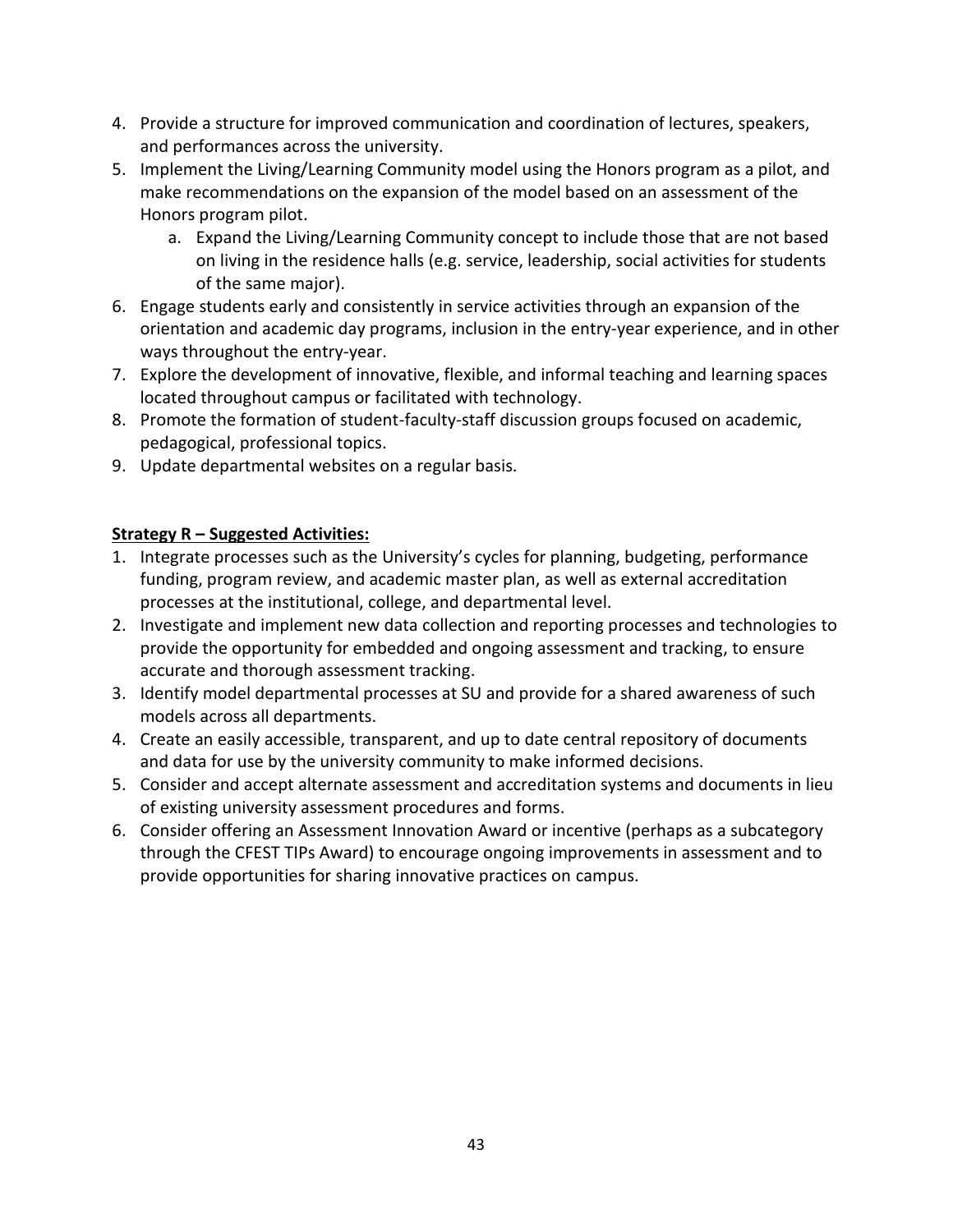4. Provide a structure for improved communication and coordination of lectures, speakers, and performances across the university.
5. Implement the Living/Learning Community model using the Honors program as a pilot, and make recommendations on the expansion of the model based on an assessment of the Honors program pilot.
    a. Expand the Living/Learning Community concept to include those that are not based on living in the residence halls (e.g. service, leadership, social activities for students of the same major).
6. Engage students early and consistently in service activities through an expansion of the orientation and academic day programs, inclusion in the entry-year experience, and in other ways throughout the entry-year.
7. Explore the development of innovative, flexible, and informal teaching and learning spaces located throughout campus or facilitated with technology.
8. Promote the formation of student-faculty-staff discussion groups focused on academic, pedagogical, professional topics.
9. Update departmental websites on a regular basis.

**Strategy R – Suggested Activities:**

1. Integrate processes such as the University's cycles for planning, budgeting, performance funding, program review, and academic master plan, as well as external accreditation processes at the institutional, college, and departmental level.
2. Investigate and implement new data collection and reporting processes and technologies to provide the opportunity for embedded and ongoing assessment and tracking, to ensure accurate and thorough assessment tracking.
3. Identify model departmental processes at SU and provide for a shared awareness of such models across all departments.
4. Create an easily accessible, transparent, and up to date central repository of documents and data for use by the university community to make informed decisions.
5. Consider and accept alternate assessment and accreditation systems and documents in lieu of existing university assessment procedures and forms.
6. Consider offering an Assessment Innovation Award or incentive (perhaps as a subcategory through the CFEST TIPs Award) to encourage ongoing improvements in assessment and to provide opportunities for sharing innovative practices on campus.